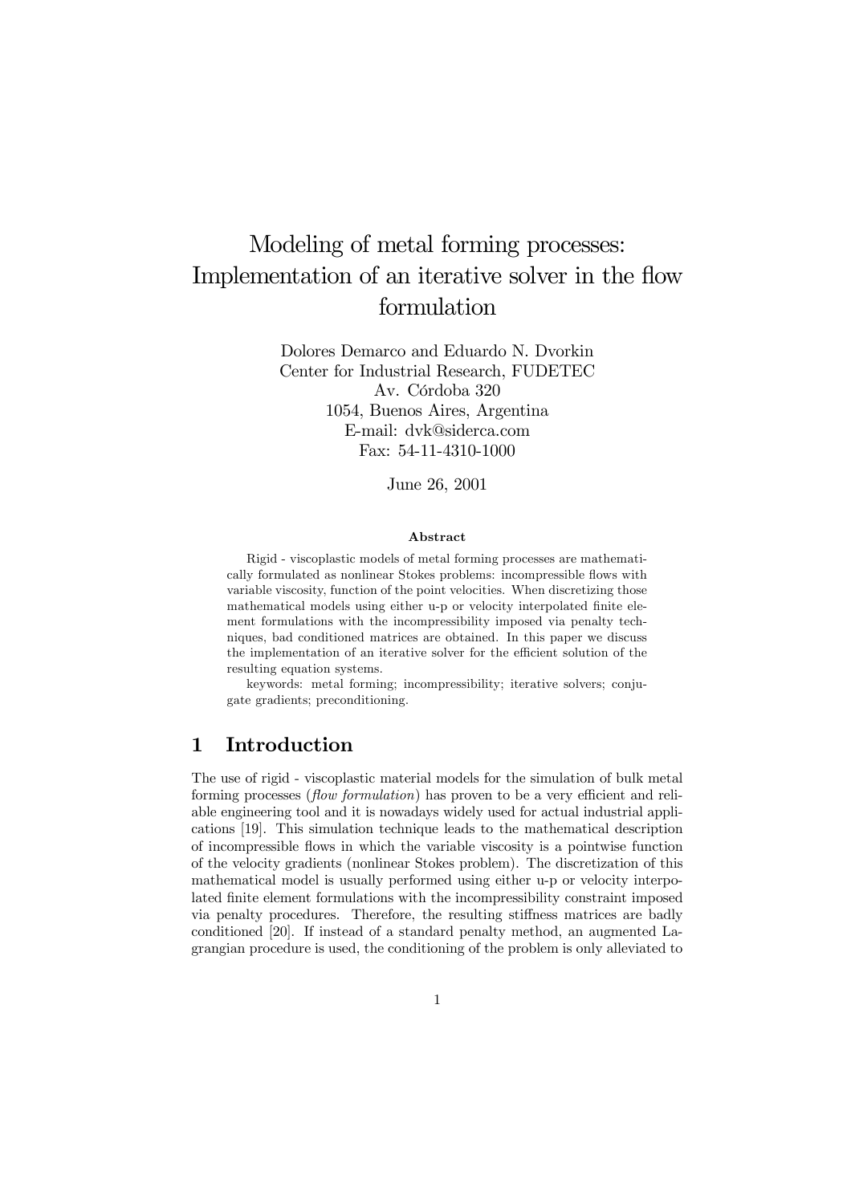# Modeling of metal forming processes: Implementation of an iterative solver in the flow formulation

Dolores Demarco and Eduardo N. Dvorkin
Center for Industrial Research, FUDETEC
Av. Córdoba 320
1054, Buenos Aires, Argentina
E-mail: dvk@siderca.com
Fax: 54-11-4310-1000

June 26, 2001

### Abstract

Rigid - viscoplastic models of metal forming processes are mathematically formulated as nonlinear Stokes problems: incompressible flows with variable viscosity, function of the point velocities. When discretizing those mathematical models using either u-p or velocity interpolated finite element formulations with the incompressibility imposed via penalty techniques, bad conditioned matrices are obtained. In this paper we discuss the implementation of an iterative solver for the efficient solution of the resulting equation systems.

keywords: metal forming; incompressibility; iterative solvers; conjugate gradients; preconditioning.

## 1 Introduction

The use of rigid - viscoplastic material models for the simulation of bulk metal forming processes (*flow formulation*) has proven to be a very efficient and reliable engineering tool and it is nowadays widely used for actual industrial applications [19]. This simulation technique leads to the mathematical description of incompressible flows in which the variable viscosity is a pointwise function of the velocity gradients (nonlinear Stokes problem). The discretization of this mathematical model is usually performed using either u-p or velocity interpolated finite element formulations with the incompressibility constraint imposed via penalty procedures. Therefore, the resulting stiffness matrices are badly conditioned [20]. If instead of a standard penalty method, an augmented Lagrangian procedure is used, the conditioning of the problem is only alleviated to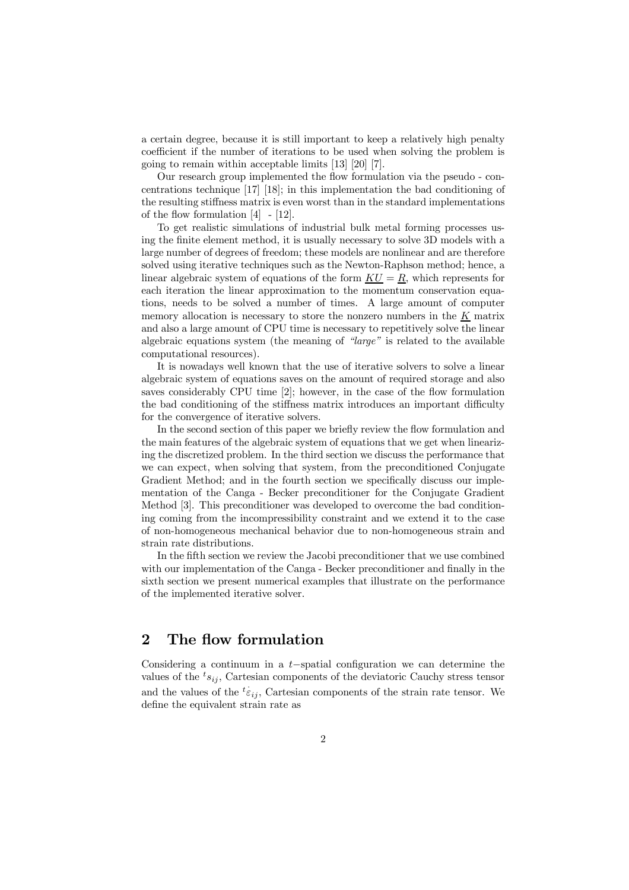a certain degree, because it is still important to keep a relatively high penalty coefficient if the number of iterations to be used when solving the problem is going to remain within acceptable limits [13] [20] [7].

Our research group implemented the flow formulation via the pseudo - concentrations technique [17] [18]; in this implementation the bad conditioning of the resulting stiffness matrix is even worst than in the standard implementations of the flow formulation [4] - [12].

To get realistic simulations of industrial bulk metal forming processes using the finite element method, it is usually necessary to solve 3D models with a large number of degrees of freedom; these models are nonlinear and are therefore solved using iterative techniques such as the Newton-Raphson method; hence, a linear algebraic system of equations of the form $\underline{K}\underline{U} = \underline{R}$, which represents for each iteration the linear approximation to the momentum conservation equations, needs to be solved a number of times. A large amount of computer memory allocation is necessary to store the nonzero numbers in the $\underline{K}$ matrix and also a large amount of CPU time is necessary to repetitively solve the linear algebraic equations system (the meaning of *"large"* is related to the available computational resources).

It is nowadays well known that the use of iterative solvers to solve a linear algebraic system of equations saves on the amount of required storage and also saves considerably CPU time [2]; however, in the case of the flow formulation the bad conditioning of the stiffness matrix introduces an important difficulty for the convergence of iterative solvers.

In the second section of this paper we briefly review the flow formulation and the main features of the algebraic system of equations that we get when linearizing the discretized problem. In the third section we discuss the performance that we can expect, when solving that system, from the preconditioned Conjugate Gradient Method; and in the fourth section we specifically discuss our implementation of the Canga - Becker preconditioner for the Conjugate Gradient Method [3]. This preconditioner was developed to overcome the bad conditioning coming from the incompressibility constraint and we extend it to the case of non-homogeneous mechanical behavior due to non-homogeneous strain and strain rate distributions.

In the fifth section we review the Jacobi preconditioner that we use combined with our implementation of the Canga - Becker preconditioner and finally in the sixth section we present numerical examples that illustrate on the performance of the implemented iterative solver.

## 2 The flow formulation

Considering a continuum in a $t-$spatial configuration we can determine the values of the ${}^{t}s_{ij}$, Cartesian components of the deviatoric Cauchy stress tensor and the values of the ${}^{t}\dot{\varepsilon}_{ij}$, Cartesian components of the strain rate tensor. We define the equivalent strain rate as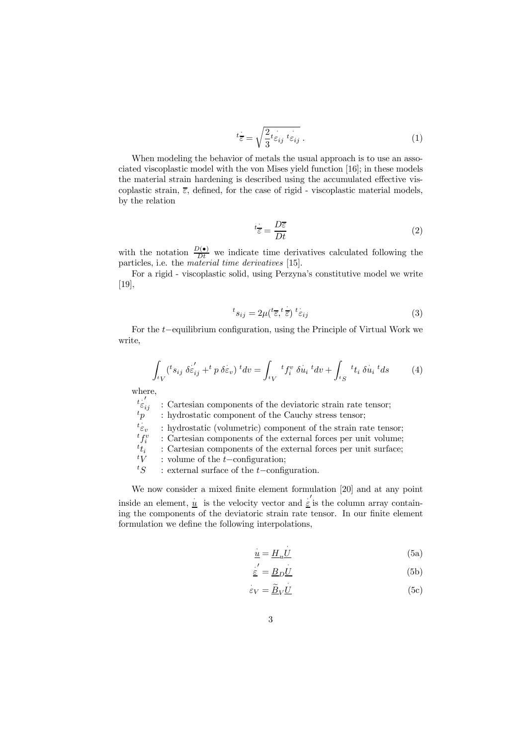$$
{}^{t}\dot{\overline{\varepsilon}} = \sqrt{\frac{2}{3} {}^{t}\dot{\varepsilon}_{ij} \; {}^{t}\dot{\varepsilon}_{ij}} \; . \tag{1}
$$

When modeling the behavior of metals the usual approach is to use an associated viscoplastic model with the von Mises yield function [16]; in these models the material strain hardening is described using the accumulated effective viscoplastic strain, $\overline{\varepsilon}$, defined, for the case of rigid - viscoplastic material models, by the relation

$$
{}^{t}\dot{\overline{\varepsilon}} = \frac{D\overline{\varepsilon}}{Dt} \tag{2}
$$

with the notation $\frac{D(\bullet)}{Dt}$ we indicate time derivatives calculated following the particles, i.e. the *material time derivatives* [15].

For a rigid - viscoplastic solid, using Perzyna's constitutive model we write [19],

$$
{}^{t}s_{ij} = 2\mu({}^{t}\overline{\varepsilon}, {}^{t}\dot{\overline{\varepsilon}}) \; {}^{t}\dot{\varepsilon}_{ij} \tag{3}
$$

For the $t-$equilibrium configuration, using the Principle of Virtual Work we write,

$$
\int_{{}^{t}V} ({}^{t}s_{ij} \; \delta\dot{\varepsilon}'_{ij} + {}^{t}p \; \delta\dot{\varepsilon}_{v}) \; {}^{t}dv = \int_{{}^{t}V} {}^{t}f_i^v \; \delta\dot{u}_i \; {}^{t}dv + \int_{{}^{t}S} {}^{t}t_i \; \delta\dot{u}_i \; {}^{t}ds \tag{4}
$$

where,

- ${}^{t}\dot{\varepsilon}'_{ij}$ : Cartesian components of the deviatoric strain rate tensor;
- ${}^{t}p$ : hydrostatic component of the Cauchy stress tensor;
- ${}^{t}\dot{\varepsilon}_{v}$ : hydrostatic (volumetric) component of the strain rate tensor;
- ${}^{t}f_i^v$ : Cartesian components of the external forces per unit volume;
- ${}^{t}t_i$ : Cartesian components of the external forces per unit surface;
- ${}^{t}V$ : volume of the $t-$configuration;
- ${}^{t}S$ : external surface of the $t-$configuration.

We now consider a mixed finite element formulation [20] and at any point inside an element, $\underline{\dot{u}}$ is the velocity vector and $\underline{\dot{\varepsilon}}'$ is the column array containing the components of the deviatoric strain rate tensor. In our finite element formulation we define the following interpolations,

$$
\underline{\dot{u}} = \underline{H}_u \underline{\dot{U}} \tag{5a}
$$

$$
\underline{\dot{\varepsilon}}' = \underline{B}_D \underline{\dot{U}} \tag{5b}
$$

$$
\dot{\varepsilon}_V = \underline{\widetilde{B}}_V \underline{\dot{U}} \tag{5c}
$$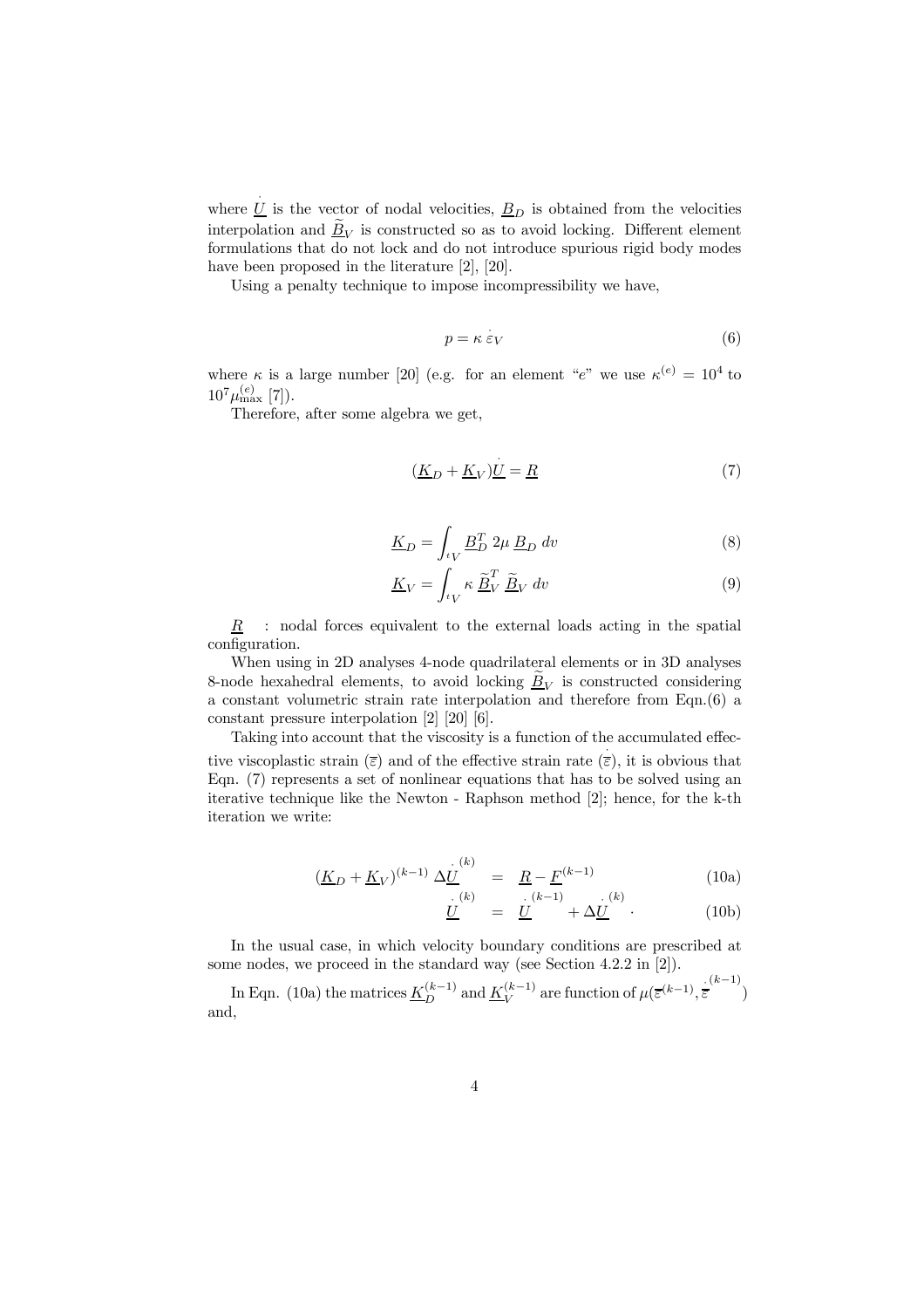where $\underline{\dot{U}}$ is the vector of nodal velocities, $\underline{B}_D$ is obtained from the velocities interpolation and $\underline{\widetilde{B}}_V$ is constructed so as to avoid locking. Different element formulations that do not lock and do not introduce spurious rigid body modes have been proposed in the literature [2], [20].

Using a penalty technique to impose incompressibility we have,

$$p = \kappa \, \dot{\varepsilon}_V \tag{6}$$

where $\kappa$ is a large number [20] (e.g. for an element "$e$" we use $\kappa^{(e)} = 10^4$ to $10^7 \mu^{(e)}_{\max}$ [7]).

Therefore, after some algebra we get,

$$(\underline{K}_D + \underline{K}_V)\underline{\dot{U}} = \underline{R} \tag{7}$$

$$\underline{K}_D = \int_{^tV} \underline{B}_D^T \, 2\mu \, \underline{B}_D \; dv \tag{8}$$

$$\underline{K}_V = \int_{^tV} \kappa \, \underline{\widetilde{B}}_V^T \, \underline{\widetilde{B}}_V \; dv \tag{9}$$

$\underline{R}$ : nodal forces equivalent to the external loads acting in the spatial configuration.

When using in 2D analyses 4-node quadrilateral elements or in 3D analyses 8-node hexahedral elements, to avoid locking $\underline{\widetilde{B}}_V$ is constructed considering a constant volumetric strain rate interpolation and therefore from Eqn.(6) a constant pressure interpolation [2] [20] [6].

Taking into account that the viscosity is a function of the accumulated effective viscoplastic strain ($\overline{\varepsilon}$) and of the effective strain rate ($\dot{\overline{\varepsilon}}$), it is obvious that Eqn. (7) represents a set of nonlinear equations that has to be solved using an iterative technique like the Newton - Raphson method [2]; hence, for the k-th iteration we write:

$$(\underline{K}_D + \underline{K}_V)^{(k-1)} \; \Delta\underline{\dot{U}}^{(k)} = \underline{R} - \underline{F}^{(k-1)} \tag{10a}$$

$$\underline{\dot{U}}^{(k)} = \underline{\dot{U}}^{(k-1)} + \Delta\underline{\dot{U}}^{(k)} \, . \tag{10b}$$

In the usual case, in which velocity boundary conditions are prescribed at some nodes, we proceed in the standard way (see Section 4.2.2 in [2]).

In Eqn. (10a) the matrices $\underline{K}_D^{(k-1)}$ and $\underline{K}_V^{(k-1)}$ are function of $\mu(\overline{\varepsilon}^{(k-1)}, \dot{\overline{\varepsilon}}^{(k-1)})$ and,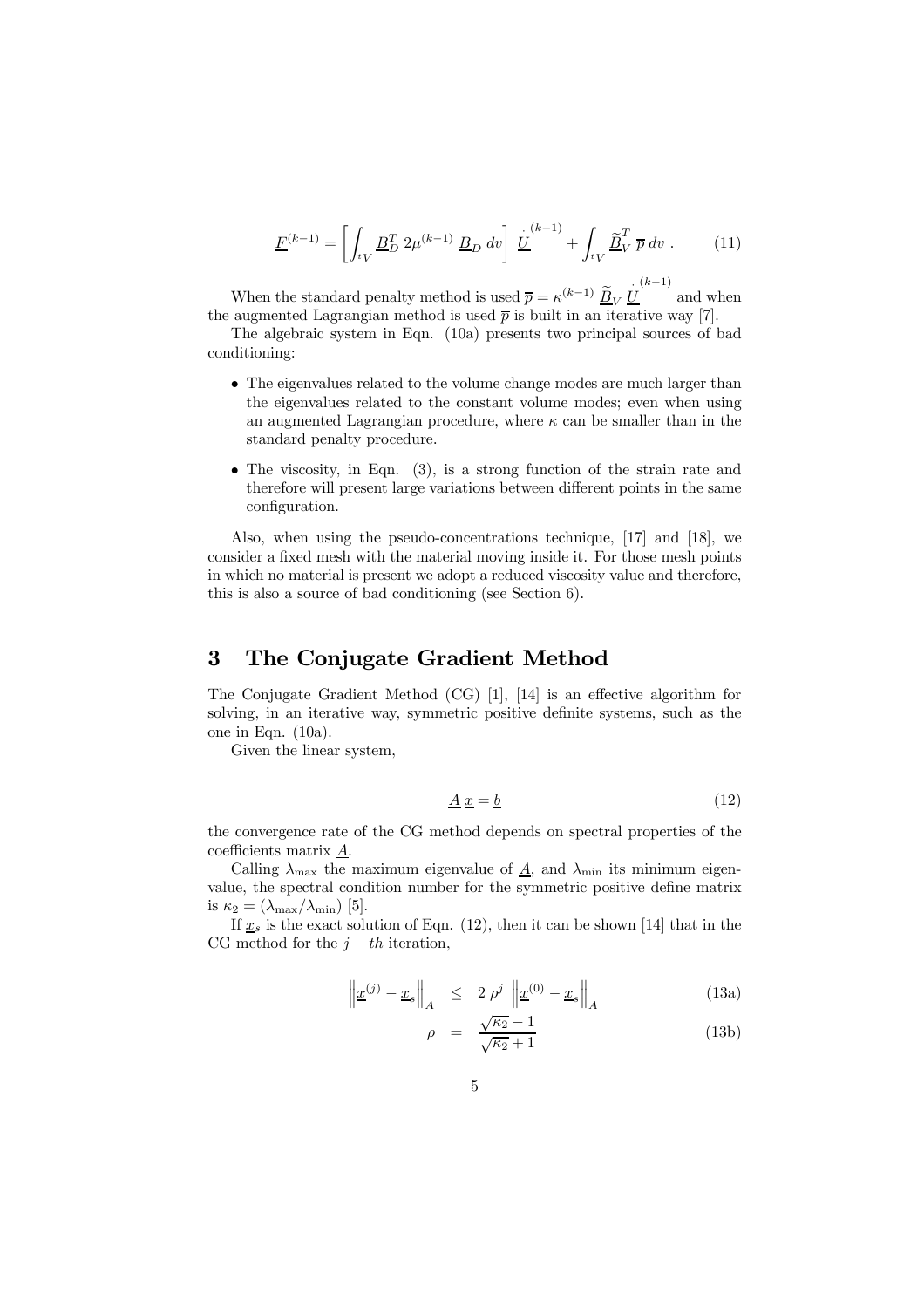$$\underline{F}^{(k-1)} = \left[ \int_{{}^tV} \underline{B}_D^T \, 2\mu^{(k-1)} \, \underline{B}_D \, dv \right] \dot{\underline{U}}^{(k-1)} + \int_{{}^tV} \underline{\widetilde{B}}_V^T \, \overline{p} \, dv \; . \tag{11}$$

When the standard penalty method is used $\overline{p} = \kappa^{(k-1)} \, \underline{\widetilde{B}}_V \, \dot{\underline{U}}^{(k-1)}$ and when the augmented Lagrangian method is used $\overline{p}$ is built in an iterative way [7].

The algebraic system in Eqn. (10a) presents two principal sources of bad conditioning:

- The eigenvalues related to the volume change modes are much larger than the eigenvalues related to the constant volume modes; even when using an augmented Lagrangian procedure, where $\kappa$ can be smaller than in the standard penalty procedure.
- The viscosity, in Eqn. (3), is a strong function of the strain rate and therefore will present large variations between different points in the same configuration.

Also, when using the pseudo-concentrations technique, [17] and [18], we consider a fixed mesh with the material moving inside it. For those mesh points in which no material is present we adopt a reduced viscosity value and therefore, this is also a source of bad conditioning (see Section 6).

# 3 The Conjugate Gradient Method

The Conjugate Gradient Method (CG) [1], [14] is an effective algorithm for solving, in an iterative way, symmetric positive definite systems, such as the one in Eqn. (10a).

Given the linear system,

$$\underline{A} \, \underline{x} = \underline{b} \tag{12}$$

the convergence rate of the CG method depends on spectral properties of the coefficients matrix $\underline{A}$.

Calling $\lambda_{\max}$ the maximum eigenvalue of $\underline{A}$, and $\lambda_{\min}$ its minimum eigenvalue, the spectral condition number for the symmetric positive define matrix is $\kappa_2 = (\lambda_{\max}/\lambda_{\min})$ [5].

If $\underline{x}_s$ is the exact solution of Eqn. (12), then it can be shown [14] that in the CG method for the $j-th$ iteration,

$$\left\| \underline{x}^{(j)} - \underline{x}_s \right\|_A \leq 2 \, \rho^j \, \left\| \underline{x}^{(0)} - \underline{x}_s \right\|_A \tag{13a}$$

$$\rho = \frac{\sqrt{\kappa_2} - 1}{\sqrt{\kappa_2} + 1} \tag{13b}$$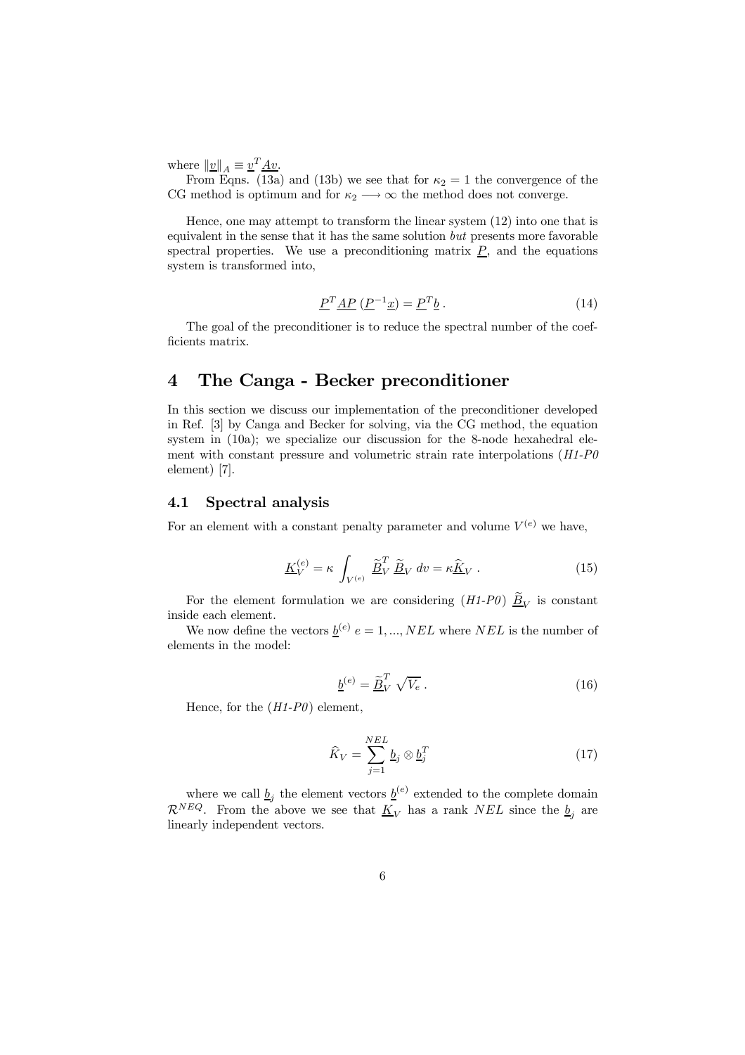where $\|\underline{v}\|_A \equiv \underline{v}^T \underline{A} \underline{v}$.

From Eqns. (13a) and (13b) we see that for $\kappa_2 = 1$ the convergence of the CG method is optimum and for $\kappa_2 \longrightarrow \infty$ the method does not converge.

Hence, one may attempt to transform the linear system (12) into one that is equivalent in the sense that it has the same solution *but* presents more favorable spectral properties. We use a preconditioning matrix $\underline{P}$, and the equations system is transformed into,

$$\underline{P}^T \underline{A} \underline{P} \, (\underline{P}^{-1} \underline{x}) = \underline{P}^T \underline{b} \, . \tag{14}$$

The goal of the preconditioner is to reduce the spectral number of the coefficients matrix.

# 4 The Canga - Becker preconditioner

In this section we discuss our implementation of the preconditioner developed in Ref. [3] by Canga and Becker for solving, via the CG method, the equation system in (10a); we specialize our discussion for the 8-node hexahedral element with constant pressure and volumetric strain rate interpolations (*H1-P0* element) [7].

## 4.1 Spectral analysis

For an element with a constant penalty parameter and volume $V^{(e)}$ we have,

$$\underline{K}_V^{(e)} = \kappa \int_{V^{(e)}} \underline{\widetilde{B}}_V^T \, \underline{\widetilde{B}}_V \; dv = \kappa \underline{\widehat{K}}_V \, . \tag{15}$$

For the element formulation we are considering (*H1-P0*) $\underline{\widetilde{B}}_V$ is constant inside each element.

We now define the vectors $\underline{b}^{(e)}$ $e = 1, ..., NEL$ where $NEL$ is the number of elements in the model:

$$\underline{b}^{(e)} = \underline{\widetilde{B}}_V^T \, \sqrt{V_e} \, . \tag{16}$$

Hence, for the (*H1-P0*) element,

$$\widehat{K}_V = \sum_{j=1}^{NEL} \underline{b}_j \otimes \underline{b}_j^T \tag{17}$$

where we call $\underline{b}_j$ the element vectors $\underline{b}^{(e)}$ extended to the complete domain $\mathcal{R}^{NEQ}$. From the above we see that $\underline{K}_V$ has a rank $NEL$ since the $\underline{b}_j$ are linearly independent vectors.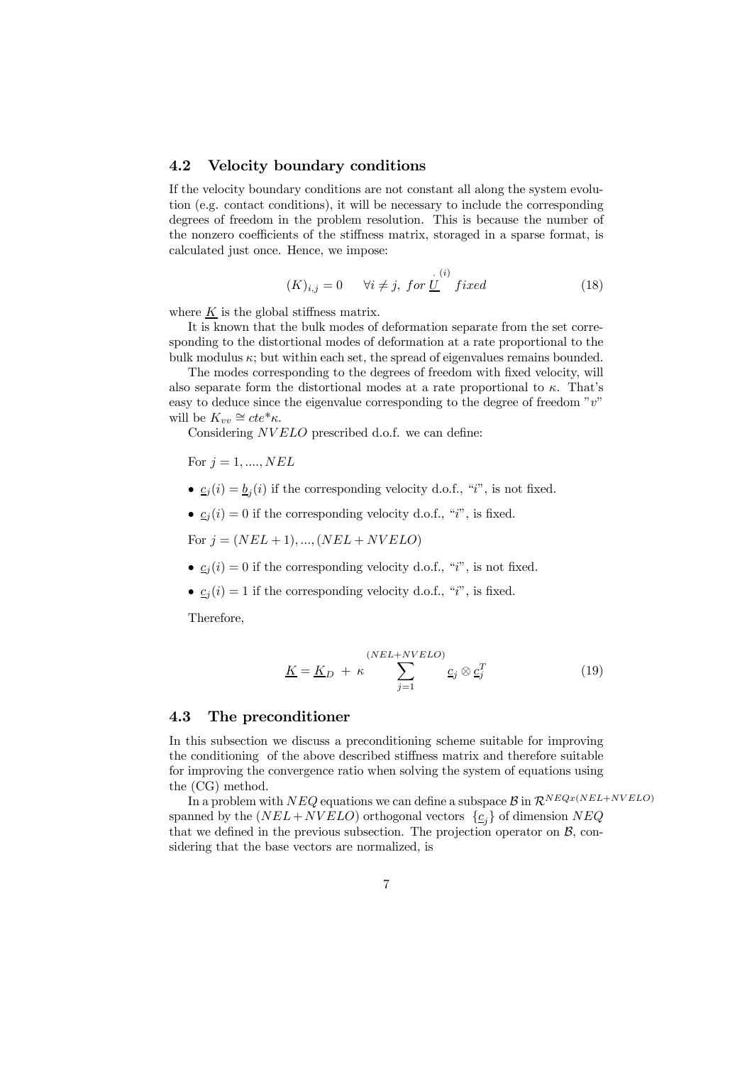### 4.2 Velocity boundary conditions

If the velocity boundary conditions are not constant all along the system evolution (e.g. contact conditions), it will be necessary to include the corresponding degrees of freedom in the problem resolution. This is because the number of the nonzero coefficients of the stiffness matrix, storaged in a sparse format, is calculated just once. Hence, we impose:

$$(K)_{i,j} = 0 \qquad \forall i \neq j,\ for\ \overset{.\ (i)}{\underline{U}}\ fixed \tag{18}$$

where $\underline{K}$ is the global stiffness matrix.

It is known that the bulk modes of deformation separate from the set corresponding to the distortional modes of deformation at a rate proportional to the bulk modulus $\kappa$; but within each set, the spread of eigenvalues remains bounded.

The modes corresponding to the degrees of freedom with fixed velocity, will also separate form the distortional modes at a rate proportional to $\kappa$. That's easy to deduce since the eigenvalue corresponding to the degree of freedom "$v$" will be $K_{vv} \cong cte{*}\kappa$.

Considering $NVELO$ prescribed d.o.f. we can define:

For $j = 1, ...., NEL$

- $\underline{c}_j(i) = \underline{b}_j(i)$ if the corresponding velocity d.o.f., "$i$", is not fixed.
- $\underline{c}_j(i) = 0$ if the corresponding velocity d.o.f., "$i$", is fixed.

For $j = (NEL + 1), ..., (NEL + NVELO)$

- $\underline{c}_j(i) = 0$ if the corresponding velocity d.o.f., "$i$", is not fixed.
- $\underline{c}_j(i) = 1$ if the corresponding velocity d.o.f., "$i$", is fixed.

Therefore,

$$\underline{K} = \underline{K}_D\ +\ \kappa \sum_{j=1}^{(NEL+NVELO)} \underline{c}_j \otimes \underline{c}_j^T \tag{19}$$

### 4.3 The preconditioner

In this subsection we discuss a preconditioning scheme suitable for improving the conditioning of the above described stiffness matrix and therefore suitable for improving the convergence ratio when solving the system of equations using the (CG) method.

In a problem with $NEQ$ equations we can define a subspace $\mathcal{B}$ in $\mathcal{R}^{NEQx(NEL+NVELO)}$ spanned by the $(NEL+NVELO)$ orthogonal vectors $\{\underline{c}_j\}$ of dimension $NEQ$ that we defined in the previous subsection. The projection operator on $\mathcal{B}$, considering that the base vectors are normalized, is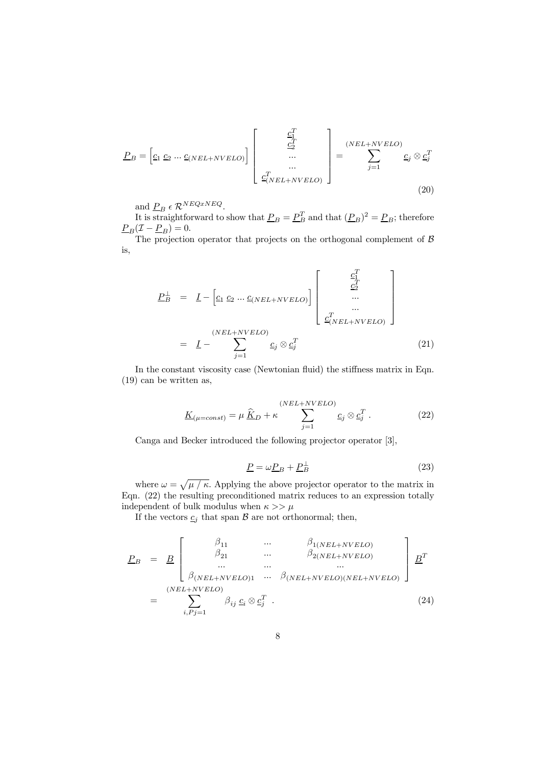$$\underline{P}_B = \left[ \underline{c}_1 \; \underline{c}_2 \; ... \; \underline{c}_{(NEL+NVELO)} \right] \begin{bmatrix} \underline{c}_1^T \\ \underline{c}_2^T \\ ... \\ ... \\ \underline{c}_{(NEL+NVELO)}^T \end{bmatrix} = \sum_{j=1}^{(NEL+NVELO)} \underline{c}_j \otimes \underline{c}_j^T \tag{20}$$

and $\underline{P}_B \; \epsilon \; \mathcal{R}^{NEQxNEQ}$.

It is straightforward to show that $\underline{P}_B = \underline{P}_B^T$ and that $(\underline{P}_B)^2 = \underline{P}_B$; therefore $\underline{P}_B(\mathcal{I} - \underline{P}_B) = 0$.

The projection operator that projects on the orthogonal complement of $\mathcal{B}$ is,

$$\begin{aligned} \underline{P}_B^{\perp} &= \underline{I} - \left[ \underline{c}_1 \; \underline{c}_2 \; ... \; \underline{c}_{(NEL+NVELO)} \right] \begin{bmatrix} \underline{c}_1^T \\ \underline{c}_2^T \\ ... \\ ... \\ \underline{c}_{(NEL+NVELO)}^T \end{bmatrix} \\ &= \underline{I} - \sum_{j=1}^{(NEL+NVELO)} \underline{c}_j \otimes \underline{c}_j^T \end{aligned} \tag{21}$$

In the constant viscosity case (Newtonian fluid) the stiffness matrix in Eqn. (19) can be written as,

$$\underline{K}_{(\mu=const)} = \mu \, \widehat{\underline{K}}_D + \kappa \sum_{j=1}^{(NEL+NVELO)} \underline{c}_j \otimes \underline{c}_j^T \; . \tag{22}$$

Canga and Becker introduced the following projector operator [3],

$$\underline{P} = \omega \underline{P}_B + \underline{P}_B^{\perp} \tag{23}$$

where $\omega = \sqrt{\mu \, / \, \kappa}$. Applying the above projector operator to the matrix in Eqn. (22) the resulting preconditioned matrix reduces to an expression totally independent of bulk modulus when $\kappa >> \mu$

If the vectors $\underline{c}_j$ that span $\mathcal{B}$ are not orthonormal; then,

$$\begin{aligned} \underline{P}_B &= \underline{B} \begin{bmatrix} \beta_{11} & ... & \beta_{1(NEL+NVELO)} \\ \beta_{21} & ... & \beta_{2(NEL+NVELO)} \\ ... & ... & ... \\ \beta_{(NEL+NVELO)1} & ... & \beta_{(NEL+NVELO)(NEL+NVELO)} \end{bmatrix} \underline{B}^T \\ &= \sum_{i,Pj=1}^{(NEL+NVELO)} \beta_{ij} \; \underline{c}_i \otimes \underline{c}_j^T \; . \end{aligned} \tag{24}$$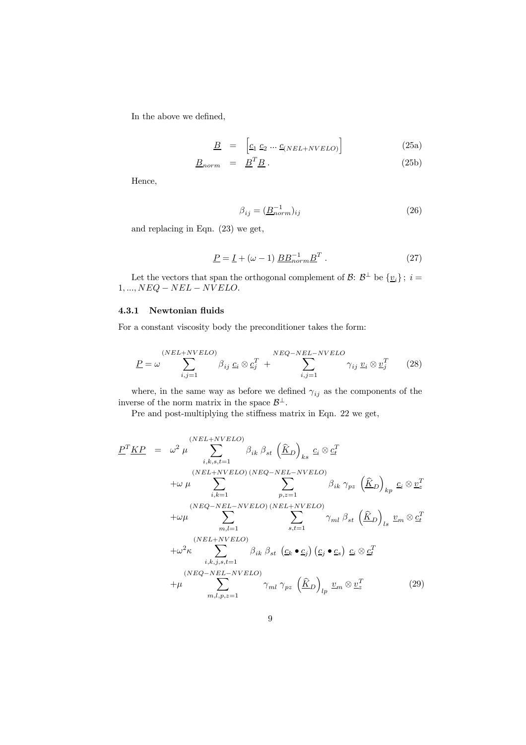In the above we defined,

$$
\begin{aligned}
\underline{B} &= \left[\underline{c}_1 \ \underline{c}_2 \ ... \ \underline{c}_{(NEL+NVELO)}\right] && \text{(25a)} \\
\underline{B}_{norm} &= \underline{B}^T \underline{B} \, . && \text{(25b)}
\end{aligned}
$$

Hence,

$$
\beta_{ij} = (\underline{B}_{norm}^{-1})_{ij} \tag{26}
$$

and replacing in Eqn. (23) we get,

$$
\underline{P} = \underline{I} + (\omega - 1) \ \underline{B}\underline{B}_{norm}^{-1}\underline{B}^T \ . \tag{27}
$$

Let the vectors that span the orthogonal complement of $\mathcal{B}$: $\mathcal{B}^{\perp}$ be $\{\underline{v}_i\}$ ; $i = 1, ..., NEQ - NEL - NVELO$.

### 4.3.1 Newtonian fluids

For a constant viscosity body the preconditioner takes the form:

$$
\underline{P} = \omega \sum_{i,j=1}^{(NEL+NVELO)} \beta_{ij} \ \underline{c}_i \otimes \underline{c}_j^T \ + \sum_{i,j=1}^{NEQ-NEL-NVELO} \gamma_{ij} \ \underline{v}_i \otimes \underline{v}_j^T \tag{28}
$$

where, in the same way as before we defined $\gamma_{ij}$ as the components of the inverse of the norm matrix in the space $\mathcal{B}^{\perp}$.

Pre and post-multiplying the stiffness matrix in Eqn. 22 we get,

$$
\begin{aligned}
\underline{P}^T\underline{K}\underline{P} \ = \ & \omega^2 \ \mu \sum_{i,k,s,t=1}^{(NEL+NVELO)} \beta_{ik} \ \beta_{st} \ \left(\widehat{\underline{K}}_D\right)_{ks} \ \underline{c}_i \otimes \underline{c}_t^T \\
& + \omega \ \mu \sum_{i,k=1}^{(NEL+NVELO)} \sum_{p,z=1}^{(NEQ-NEL-NVELO)} \beta_{ik} \ \gamma_{pz} \ \left(\widehat{\underline{K}}_D\right)_{kp} \ \underline{c}_i \otimes \underline{v}_z^T \\
& + \omega\mu \sum_{m,l=1}^{(NEQ-NEL-NVELO)} \sum_{s,t=1}^{(NEL+NVELO)} \gamma_{ml} \ \beta_{st} \ \left(\widehat{\underline{K}}_D\right)_{ls} \ \underline{v}_m \otimes \underline{c}_t^T \\
& + \omega^2 \kappa \sum_{i,k,j,s,t=1}^{(NEL+NVELO)} \beta_{ik} \ \beta_{st} \ \left(\underline{c}_k \bullet \underline{c}_j\right) \left(\underline{c}_j \bullet \underline{c}_s\right) \ \underline{c}_i \otimes \underline{c}_t^T \\
& + \mu \sum_{m,l,p,z=1}^{(NEQ-NEL-NVELO)} \gamma_{ml} \ \gamma_{pz} \ \left(\widehat{\underline{K}}_D\right)_{lp} \ \underline{v}_m \otimes \underline{v}_z^T
\end{aligned} \tag{29}
$$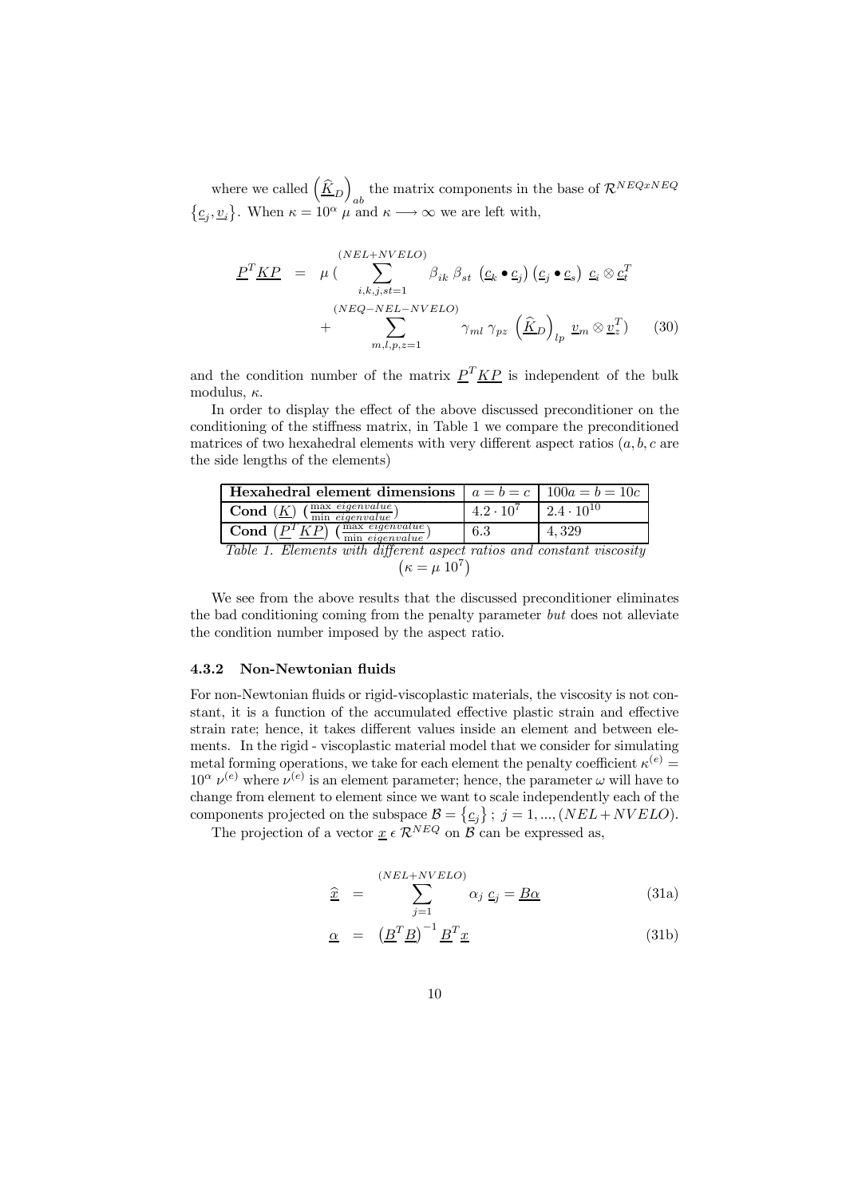where we called $\left(\underline{\widehat{K}}_D\right)_{ab}$ the matrix components in the base of $\mathcal{R}^{NEQxNEQ}$ $\left\{\underline{c}_j, \underline{v}_i\right\}$. When $\kappa = 10^{\alpha}\ \mu$ and $\kappa \longrightarrow \infty$ we are left with,

$$
\begin{aligned}
\underline{P}^T \underline{K} \underline{P} \;\; &= \;\; \mu \, ( \sum_{i,k,j,st=1}^{(NEL+NVELO)} \beta_{ik}\, \beta_{st} \; \left(\underline{c}_k \bullet \underline{c}_j\right) \left(\underline{c}_j \bullet \underline{c}_s\right) \; \underline{c}_i \otimes \underline{c}_t^T \\
&\quad + \sum_{m,l,p,z=1}^{(NEQ-NEL-NVELO)} \gamma_{ml}\, \gamma_{pz} \; \left(\underline{\widehat{K}}_D\right)_{lp} \; \underline{v}_m \otimes \underline{v}_z^T ) \qquad (30)
\end{aligned}
$$

and the condition number of the matrix $\underline{P}^T \underline{K} \underline{P}$ is independent of the bulk modulus, $\kappa$.

In order to display the effect of the above discussed preconditioner on the conditioning of the stiffness matrix, in Table 1 we compare the preconditioned matrices of two hexahedral elements with very different aspect ratios ($a, b, c$ are the side lengths of the elements)

| **Hexahedral element dimensions** | $a = b = c$ | $100a = b = 10c$ |
|---|---|---|
| **Cond** $(\underline{K})$ $\left(\frac{\max\ eigenvalue}{\min\ eigenvalue}\right)$ | $4.2 \cdot 10^7$ | $2.4 \cdot 10^{10}$ |
| **Cond** $\left(\underline{P}^T \underline{K} \underline{P}\right)$ $\left(\frac{\max\ eigenvalue}{\min\ eigenvalue}\right)$ | $6.3$ | $4,329$ |

*Table 1. Elements with different aspect ratios and constant viscosity* $\left(\kappa = \mu\ 10^7\right)$

We see from the above results that the discussed preconditioner eliminates the bad conditioning coming from the penalty parameter *but* does not alleviate the condition number imposed by the aspect ratio.

### 4.3.2 Non-Newtonian fluids

For non-Newtonian fluids or rigid-viscoplastic materials, the viscosity is not constant, it is a function of the accumulated effective plastic strain and effective strain rate; hence, it takes different values inside an element and between elements. In the rigid - viscoplastic material model that we consider for simulating metal forming operations, we take for each element the penalty coefficient $\kappa^{(e)} = 10^{\alpha}\ \nu^{(e)}$ where $\nu^{(e)}$ is an element parameter; hence, the parameter $\omega$ will have to change from element to element since we want to scale independently each of the components projected on the subspace $\mathcal{B} = \left\{\underline{c}_j\right\};\ j = 1, ..., (NEL + NVELO)$.

The projection of a vector $\underline{x}\ \epsilon\ \mathcal{R}^{NEQ}$ on $\mathcal{B}$ can be expressed as,

$$
\widehat{\underline{x}} \;\; = \;\; \sum_{j=1}^{(NEL+NVELO)} \alpha_j\ \underline{c}_j = \underline{B\alpha} \qquad (31a)
$$

$$
\underline{\alpha} \;\; = \;\; \left(\underline{B}^T \underline{B}\right)^{-1} \underline{B}^T \underline{x} \qquad (31b)
$$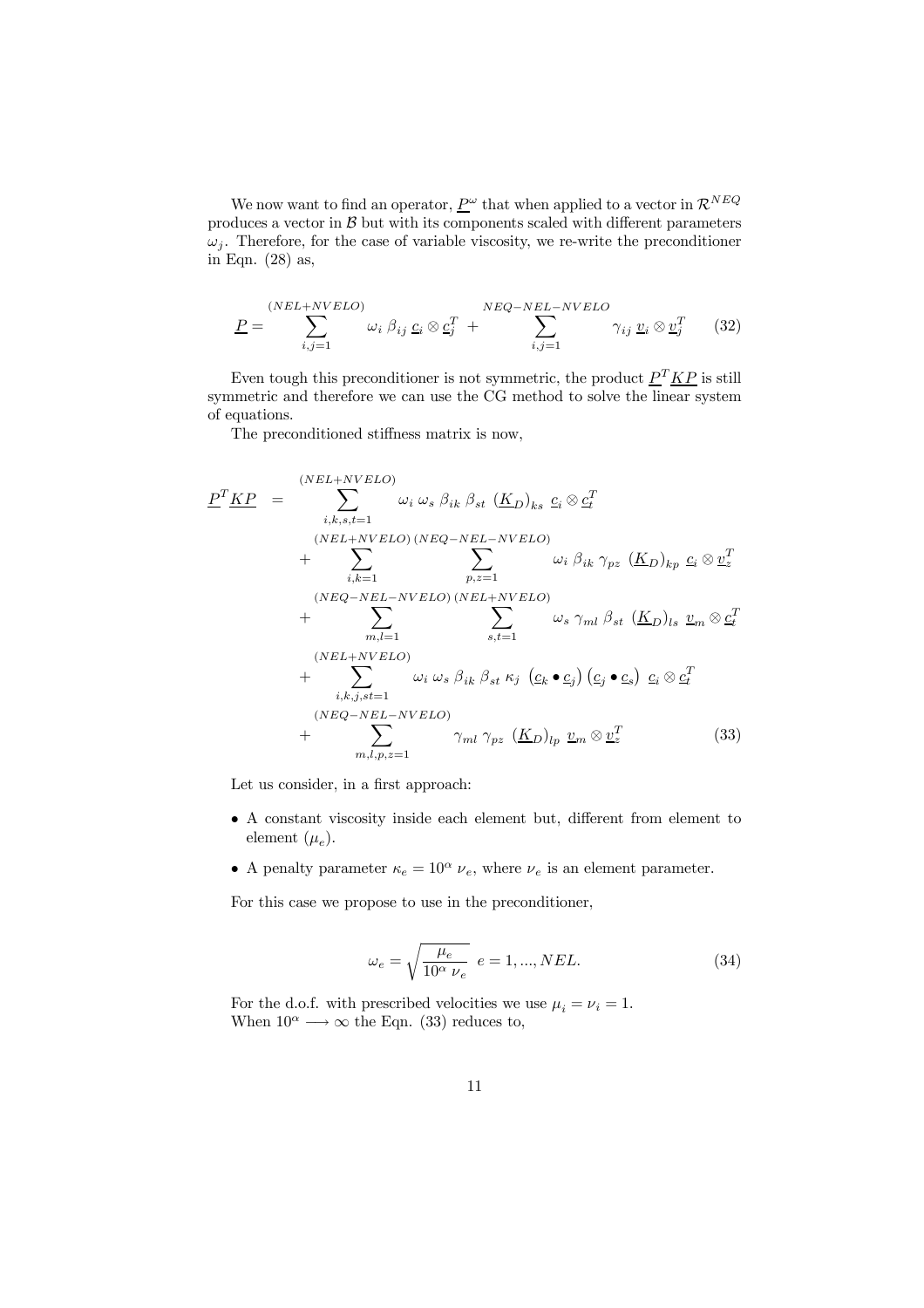We now want to find an operator, $\underline{P}^{\omega}$ that when applied to a vector in $\mathcal{R}^{NEQ}$ produces a vector in $\mathcal{B}$ but with its components scaled with different parameters $\omega_j$. Therefore, for the case of variable viscosity, we re-write the preconditioner in Eqn. (28) as,

$$\underline{P} = \sum_{i,j=1}^{(NEL+NVELO)} \omega_i \, \beta_{ij} \, \underline{c}_i \otimes \underline{c}_j^T \; + \sum_{i,j=1}^{NEQ-NEL-NVELO} \gamma_{ij} \, \underline{v}_i \otimes \underline{v}_j^T \tag{32}$$

Even tough this preconditioner is not symmetric, the product $\underline{P}^T \underline{K} \underline{P}$ is still symmetric and therefore we can use the CG method to solve the linear system of equations.

The preconditioned stiffness matrix is now,

$$\begin{aligned}
\underline{P}^T \underline{K} \underline{P} \;\; = \;\; & \sum_{i,k,s,t=1}^{(NEL+NVELO)} \omega_i \, \omega_s \, \beta_{ik} \, \beta_{st} \, (\underline{K}_D)_{ks} \, \underline{c}_i \otimes \underline{c}_t^T \\
& + \sum_{i,k=1}^{(NEL+NVELO)} \sum_{p,z=1}^{(NEQ-NEL-NVELO)} \omega_i \, \beta_{ik} \, \gamma_{pz} \, (\underline{K}_D)_{kp} \, \underline{c}_i \otimes \underline{v}_z^T \\
& + \sum_{m,l=1}^{(NEQ-NEL-NVELO)} \sum_{s,t=1}^{(NEL+NVELO)} \omega_s \, \gamma_{ml} \, \beta_{st} \, (\underline{K}_D)_{ls} \, \underline{v}_m \otimes \underline{c}_t^T \\
& + \sum_{i,k,j,st=1}^{(NEL+NVELO)} \omega_i \, \omega_s \, \beta_{ik} \, \beta_{st} \, \kappa_j \, \left(\underline{c}_k \bullet \underline{c}_j\right) \left(\underline{c}_j \bullet \underline{c}_s\right) \, \underline{c}_i \otimes \underline{c}_t^T \\
& + \sum_{m,l,p,z=1}^{(NEQ-NEL-NVELO)} \gamma_{ml} \, \gamma_{pz} \, (\underline{K}_D)_{lp} \, \underline{v}_m \otimes \underline{v}_z^T
\end{aligned} \tag{33}$$

Let us consider, in a first approach:

- A constant viscosity inside each element but, different from element to element ($\mu_e$).
- A penalty parameter $\kappa_e = 10^{\alpha} \, \nu_e$, where $\nu_e$ is an element parameter.

For this case we propose to use in the preconditioner,

$$\omega_e = \sqrt{\frac{\mu_e}{10^{\alpha} \, \nu_e}} \;\; e = 1, ..., NEL. \tag{34}$$

For the d.o.f. with prescribed velocities we use $\mu_i = \nu_i = 1$.
When $10^{\alpha} \longrightarrow \infty$ the Eqn. (33) reduces to,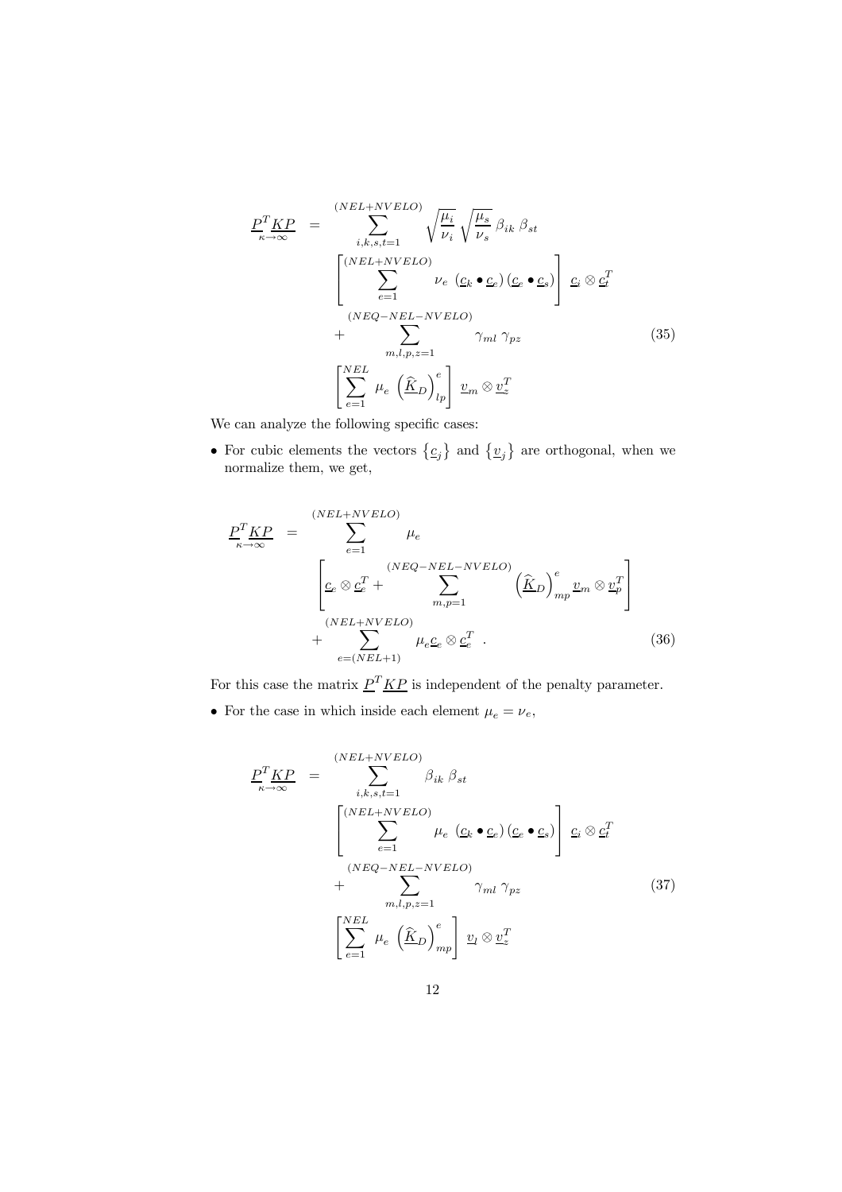$$
\begin{aligned}
\underset{\kappa\to\infty}{\underline{P}^T\underline{K}\underline{P}} \;=\; & \sum_{i,k,s,t=1}^{(NEL+NVELO)} \sqrt{\frac{\mu_i}{\nu_i}}\sqrt{\frac{\mu_s}{\nu_s}}\,\beta_{ik}\,\beta_{st} \\
& \left[\sum_{e=1}^{(NEL+NVELO)} \nu_e\;(\underline{c}_k \bullet \underline{c}_e)\,(\underline{c}_e \bullet \underline{c}_s)\right]\;\underline{c}_i \otimes \underline{c}_t^T \\
& + \sum_{m,l,p,z=1}^{(NEQ-NEL-NVELO)} \gamma_{ml}\;\gamma_{pz} \\
& \left[\sum_{e=1}^{NEL} \mu_e\;\left(\underline{\widehat{K}}_D\right)^e_{lp}\right]\;\underline{v}_m \otimes \underline{v}_z^T
\end{aligned}
\tag{35}
$$

We can analyze the following specific cases:

- For cubic elements the vectors $\{\underline{c}_j\}$ and $\{\underline{v}_j\}$ are orthogonal, when we normalize them, we get,

$$
\begin{aligned}
\underset{\kappa\to\infty}{\underline{P}^T\underline{K}\underline{P}} \;=\; & \sum_{e=1}^{(NEL+NVELO)} \mu_e \\
& \left[\underline{c}_e \otimes \underline{c}_e^T + \sum_{m,p=1}^{(NEQ-NEL-NVELO)} \left(\underline{\widehat{K}}_D\right)^e_{mp} \underline{v}_m \otimes \underline{v}_p^T\right] \\
& + \sum_{e=(NEL+1)}^{(NEL+NVELO)} \mu_e \underline{c}_e \otimes \underline{c}_e^T \;\; .
\end{aligned}
\tag{36}
$$

For this case the matrix $\underline{P}^T\underline{K}\underline{P}$ is independent of the penalty parameter.

- For the case in which inside each element $\mu_e = \nu_e$,

$$
\begin{aligned}
\underset{\kappa\to\infty}{\underline{P}^T\underline{K}\underline{P}} \;=\; & \sum_{i,k,s,t=1}^{(NEL+NVELO)} \beta_{ik}\,\beta_{st} \\
& \left[\sum_{e=1}^{(NEL+NVELO)} \mu_e\;(\underline{c}_k \bullet \underline{c}_e)\,(\underline{c}_e \bullet \underline{c}_s)\right]\;\underline{c}_i \otimes \underline{c}_t^T \\
& + \sum_{m,l,p,z=1}^{(NEQ-NEL-NVELO)} \gamma_{ml}\;\gamma_{pz} \\
& \left[\sum_{e=1}^{NEL} \mu_e\;\left(\underline{\widehat{K}}_D\right)^e_{mp}\right]\;\underline{v}_l \otimes \underline{v}_z^T
\end{aligned}
\tag{37}
$$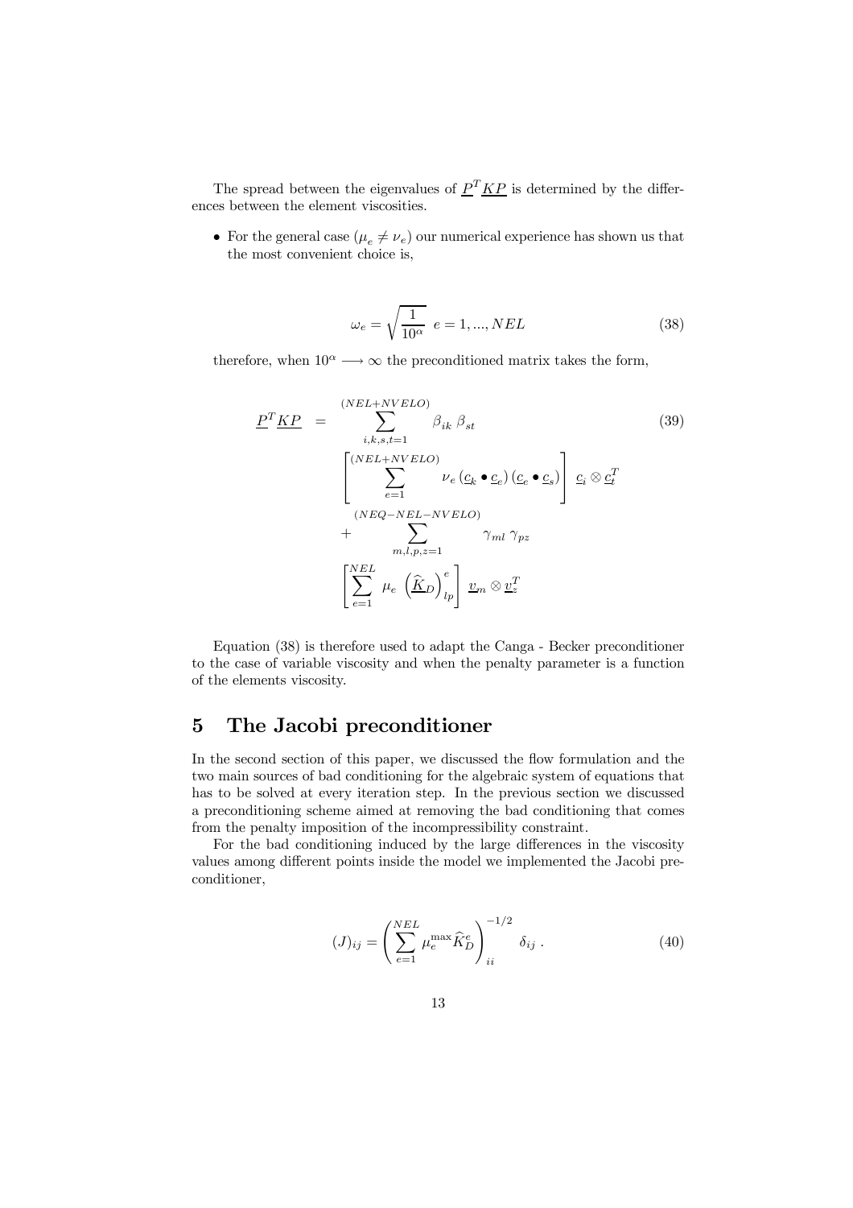The spread between the eigenvalues of $\underline{P}^T \underline{KP}$ is determined by the differences between the element viscosities.

- For the general case ($\mu_e \neq \nu_e$) our numerical experience has shown us that the most convenient choice is,

$$\omega_e = \sqrt{\frac{1}{10^\alpha}} \;\; e = 1, ..., NEL \tag{38}$$

therefore, when $10^\alpha \longrightarrow \infty$ the preconditioned matrix takes the form,

$$\begin{aligned}
\underline{P}^T \underline{KP} \;\; = & \sum_{i,k,s,t=1}^{(NEL+NVELO)} \beta_{ik} \, \beta_{st} \\
& \left[ \sum_{e=1}^{(NEL+NVELO)} \nu_e \left( \underline{c}_k \bullet \underline{c}_e \right) \left( \underline{c}_e \bullet \underline{c}_s \right) \right] \; \underline{c}_i \otimes \underline{c}_t^T \\
& + \sum_{m,l,p,z=1}^{(NEQ-NEL-NVELO)} \gamma_{ml} \, \gamma_{pz} \\
& \left[ \sum_{e=1}^{NEL} \mu_e \, \left( \widehat{\underline{K}}_D \right)_{lp}^e \right] \; \underline{v}_m \otimes \underline{v}_z^T
\end{aligned} \tag{39}$$

Equation (38) is therefore used to adapt the Canga - Becker preconditioner to the case of variable viscosity and when the penalty parameter is a function of the elements viscosity.

# 5 The Jacobi preconditioner

In the second section of this paper, we discussed the flow formulation and the two main sources of bad conditioning for the algebraic system of equations that has to be solved at every iteration step. In the previous section we discussed a preconditioning scheme aimed at removing the bad conditioning that comes from the penalty imposition of the incompressibility constraint.

For the bad conditioning induced by the large differences in the viscosity values among different points inside the model we implemented the Jacobi preconditioner,

$$(J)_{ij} = \left( \sum_{e=1}^{NEL} \mu_e^{\max} \widehat{K}_D^e \right)_{ii}^{-1/2} \delta_{ij} \; . \tag{40}$$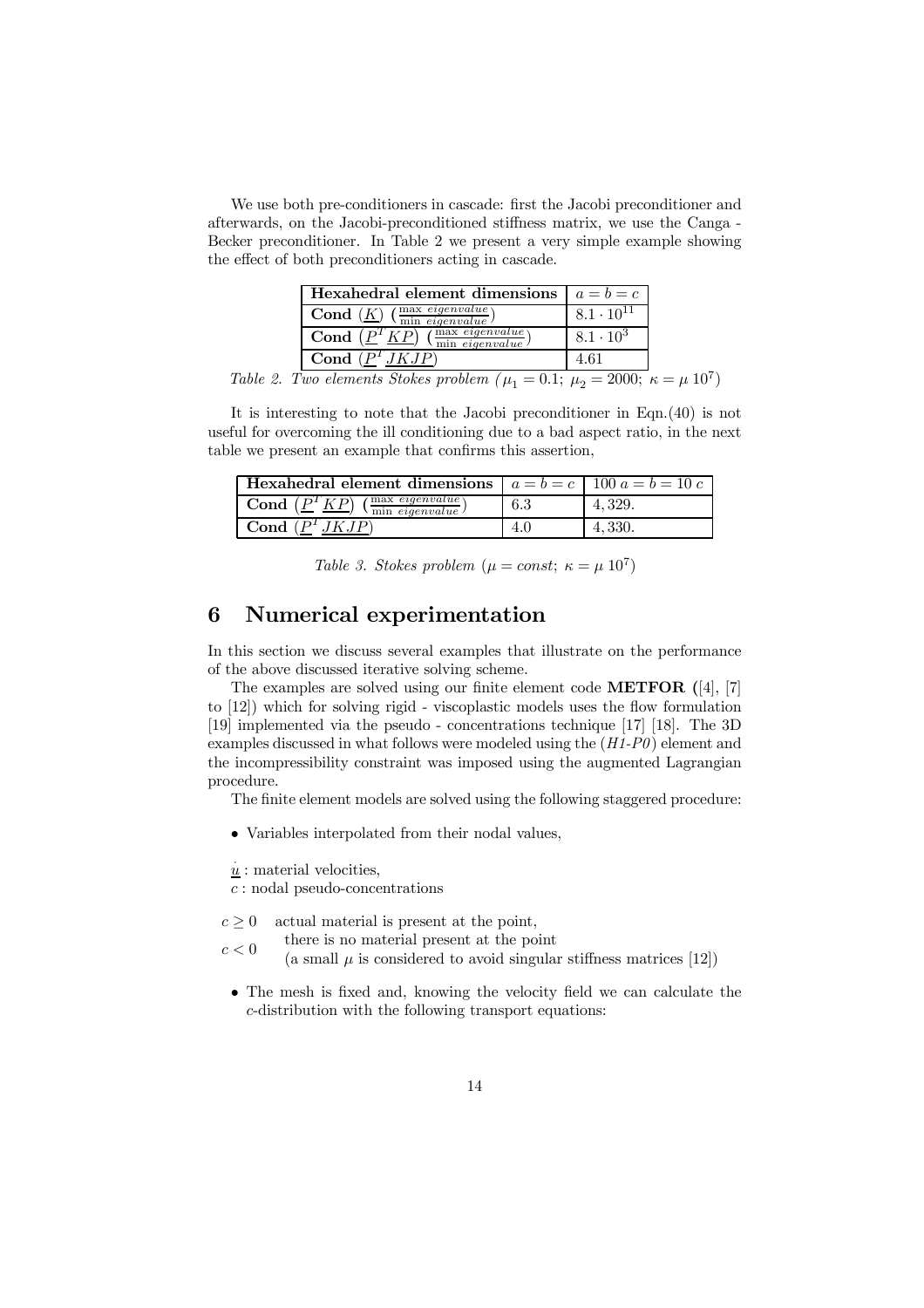We use both pre-conditioners in cascade: first the Jacobi preconditioner and afterwards, on the Jacobi-preconditioned stiffness matrix, we use the Canga - Becker preconditioner. In Table 2 we present a very simple example showing the effect of both preconditioners acting in cascade.

| **Hexahedral element dimensions** | $a = b = c$ |
|---|---|
| **Cond** ($\underline{K}$) ($\frac{\max\ eigenvalue}{\min\ eigenvalue}$) | $8.1 \cdot 10^{11}$ |
| **Cond** ($\underline{P}^T \underline{KP}$) ($\frac{\max\ eigenvalue}{\min\ eigenvalue}$) | $8.1 \cdot 10^{3}$ |
| **Cond** ($\underline{P}^T \underline{JKJP}$) | 4.61 |

*Table 2. Two elements Stokes problem ($\mu_1 = 0.1$; $\mu_2 = 2000$; $\kappa = \mu\ 10^7$)*

It is interesting to note that the Jacobi preconditioner in Eqn.(40) is not useful for overcoming the ill conditioning due to a bad aspect ratio, in the next table we present an example that confirms this assertion,

| **Hexahedral element dimensions** | $a = b = c$ | $100\ a = b = 10\ c$ |
|---|---|---|
| **Cond** ($\underline{P}^T \underline{KP}$) ($\frac{\max\ eigenvalue}{\min\ eigenvalue}$) | 6.3 | 4,329. |
| **Cond** ($\underline{P}^T \underline{JKJP}$) | 4.0 | 4,330. |

*Table 3. Stokes problem ($\mu = const$; $\kappa = \mu\ 10^7$)*

# 6 Numerical experimentation

In this section we discuss several examples that illustrate on the performance of the above discussed iterative solving scheme.

The examples are solved using our finite element code **METFOR (**[4], [7] to [12]) which for solving rigid - viscoplastic models uses the flow formulation [19] implemented via the pseudo - concentrations technique [17] [18]. The 3D examples discussed in what follows were modeled using the (*H1-P0*) element and the incompressibility constraint was imposed using the augmented Lagrangian procedure.

The finite element models are solved using the following staggered procedure:

- Variables interpolated from their nodal values,

$\dot{\underline{u}}$ : material velocities,
$c$ : nodal pseudo-concentrations

$c \geq 0$ actual material is present at the point,
$c < 0$ there is no material present at the point
(a small $\mu$ is considered to avoid singular stiffness matrices [12])

- The mesh is fixed and, knowing the velocity field we can calculate the $c$-distribution with the following transport equations: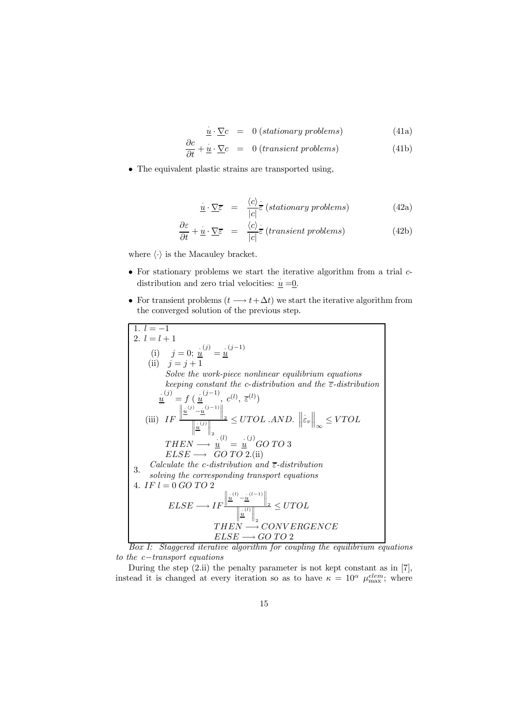$$\dot{\underline{u}} \cdot \underline{\nabla} c = 0 \; (stationary\ problems) \tag{41a}$$

$$\frac{\partial c}{\partial t} + \dot{\underline{u}} \cdot \underline{\nabla} c = 0 \; (transient\ problems) \tag{41b}$$

- The equivalent plastic strains are transported using,

$$\dot{\underline{u}} \cdot \underline{\nabla} \overline{\varepsilon} = \frac{\langle c \rangle}{|c|} \dot{\overline{\varepsilon}} \; (stationary\ problems) \tag{42a}$$

$$\frac{\partial \varepsilon}{\partial t} + \dot{\underline{u}} \cdot \underline{\nabla} \overline{\varepsilon} = \frac{\langle c \rangle}{|c|} \dot{\overline{\varepsilon}} \; (transient\ problems) \tag{42b}$$

where $\langle \cdot \rangle$ is the Macauley bracket.

- For stationary problems we start the iterative algorithm from a trial $c$-distribution and zero trial velocities: $\dot{\underline{u}} = \underline{0}$.
- For transient problems ($t \longrightarrow t + \Delta t$) we start the iterative algorithm from the converged solution of the previous step.

1. $l = -1$
2. $l = l + 1$
   - (i) $j = 0$; $\dot{\underline{u}}^{(j)} = \dot{\underline{u}}^{(j-1)}$
   - (ii) $j = j + 1$
     *Solve the work-piece nonlinear equilibrium equations keeping constant the c-distribution and the $\overline{\varepsilon}$-distribution*
     $\dot{\underline{u}}^{(j)} = f\,(\,\dot{\underline{u}}^{(j-1)},\ c^{(l)},\ \overline{\varepsilon}^{(l)})$
   - (iii) $IF \; \frac{\left\| \dot{\underline{u}}^{(j)} - \dot{\underline{u}}^{(j-1)} \right\|_2}{\left\| \dot{\underline{u}}^{(j)} \right\|_2} \leq UTOL \;.AND.\; \left\| \dot{\varepsilon}_v \right\|_\infty \leq VTOL$
     $THEN \longrightarrow \dot{\underline{u}}^{(l)} = \dot{\underline{u}}^{(j)} \; GO\ TO\ 3$
     $ELSE \longrightarrow \; GO\ TO\ 2.$(ii)
3. *Calculate the c-distribution and $\overline{\varepsilon}$-distribution solving the corresponding transport equations*
4. $IF\ l = 0\ GO\ TO\ 2$
   $ELSE \longrightarrow IF \frac{\left\| \dot{\underline{u}}^{(l)} - \dot{\underline{u}}^{(l-1)} \right\|_2}{\left\| \dot{\underline{u}}^{(l)} \right\|_2} \leq UTOL$
   $THEN \longrightarrow CONVERGENCE$
   $ELSE \longrightarrow GO\ TO\ 2$

*Box I: Staggered iterative algorithm for coupling the equilibrium equations to the c−transport equations*

During the step (2.ii) the penalty parameter is not kept constant as in [7], instead it is changed at every iteration so as to have $\kappa = 10^{\alpha}\ \mu_{\max}^{elem}$; where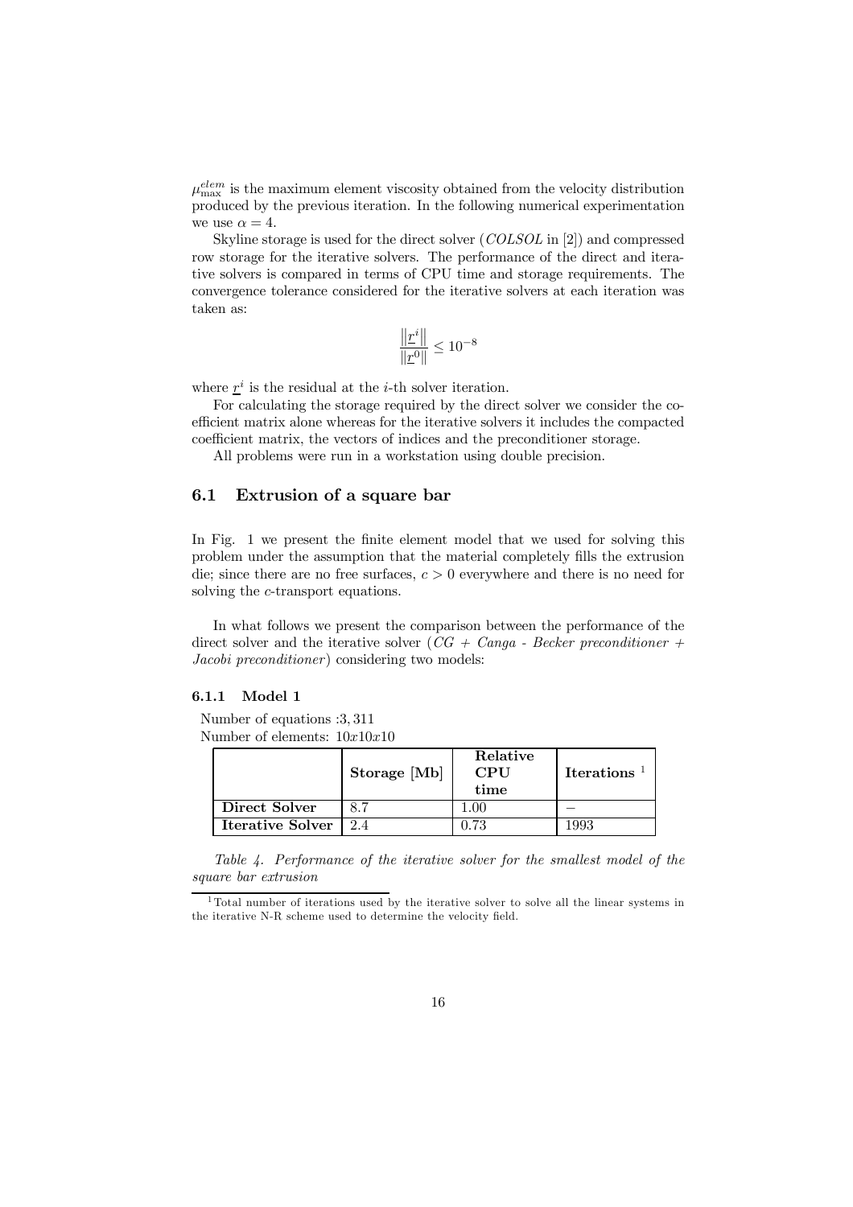$\mu_{\max}^{elem}$ is the maximum element viscosity obtained from the velocity distribution produced by the previous iteration. In the following numerical experimentation we use $\alpha = 4$.

Skyline storage is used for the direct solver (*COLSOL* in [2]) and compressed row storage for the iterative solvers. The performance of the direct and iterative solvers is compared in terms of CPU time and storage requirements. The convergence tolerance considered for the iterative solvers at each iteration was taken as:

$$\frac{\left\|\underline{r}^{i}\right\|}{\left\|\underline{r}^{0}\right\|} \leq 10^{-8}$$

where $\underline{r}^{i}$ is the residual at the $i$-th solver iteration.

For calculating the storage required by the direct solver we consider the coefficient matrix alone whereas for the iterative solvers it includes the compacted coefficient matrix, the vectors of indices and the preconditioner storage.

All problems were run in a workstation using double precision.

## 6.1 Extrusion of a square bar

In Fig. 1 we present the finite element model that we used for solving this problem under the assumption that the material completely fills the extrusion die; since there are no free surfaces, $c > 0$ everywhere and there is no need for solving the $c$-transport equations.

In what follows we present the comparison between the performance of the direct solver and the iterative solver (*CG + Canga - Becker preconditioner + Jacobi preconditioner*) considering two models:

### 6.1.1 Model 1

Number of equations :3, 311

Number of elements: $10x10x10$

| | **Storage [Mb]** | **Relative CPU time** | **Iterations** [1] |
|---|---|---|---|
| **Direct Solver** | 8.7 | 1.00 | – |
| **Iterative Solver** | 2.4 | 0.73 | 1993 |

*Table 4. Performance of the iterative solver for the smallest model of the square bar extrusion*

[1] Total number of iterations used by the iterative solver to solve all the linear systems in the iterative N-R scheme used to determine the velocity field.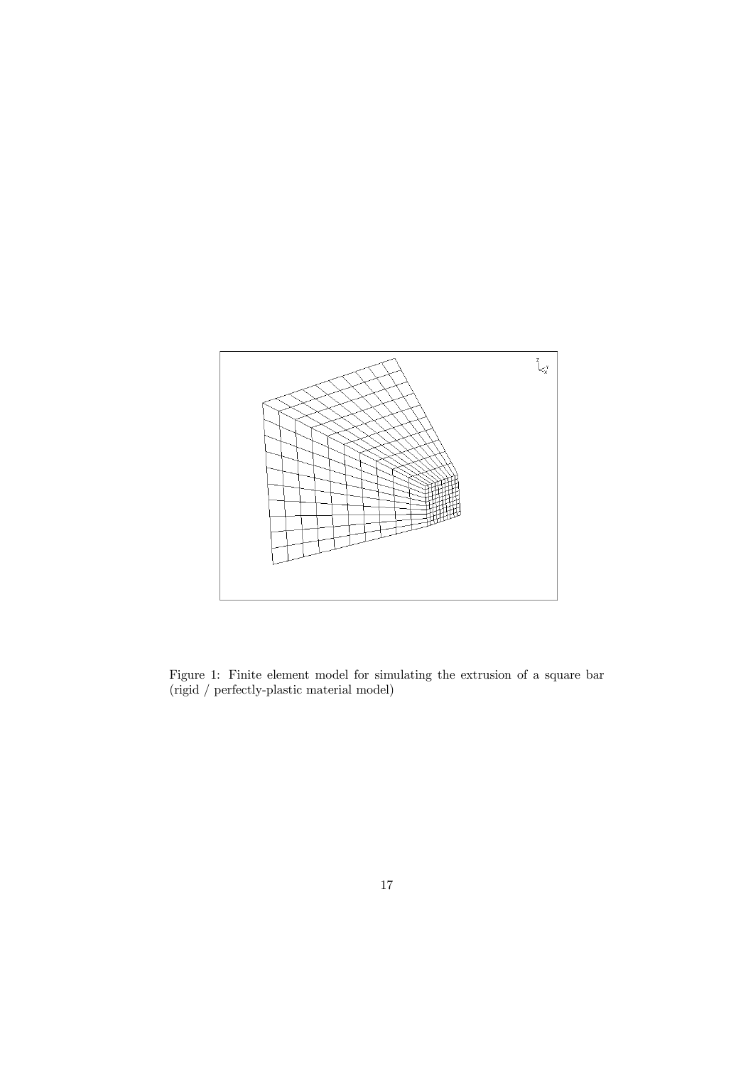Figure 1: Finite element model for simulating the extrusion of a square bar (rigid / perfectly-plastic material model)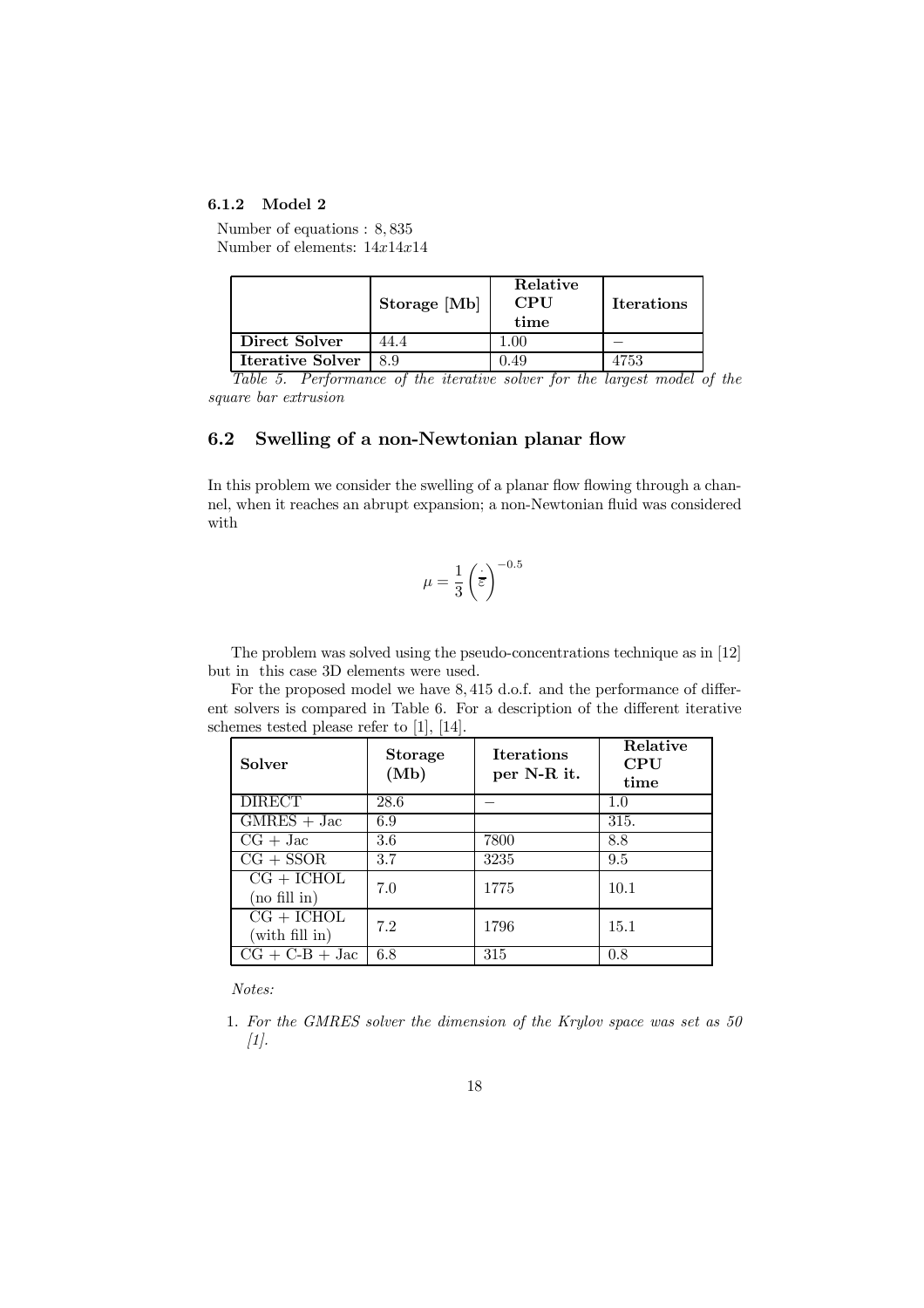### 6.1.2 Model 2

Number of equations : 8, 835
Number of elements: $14x14x14$

| | Storage [Mb] | Relative CPU time | Iterations |
|---|---|---|---|
| **Direct Solver** | 44.4 | 1.00 | – |
| **Iterative Solver** | 8.9 | 0.49 | 4753 |

*Table 5. Performance of the iterative solver for the largest model of the square bar extrusion*

## 6.2 Swelling of a non-Newtonian planar flow

In this problem we consider the swelling of a planar flow flowing through a channel, when it reaches an abrupt expansion; a non-Newtonian fluid was considered with

$$\mu = \frac{1}{3}\left(\dot{\overline{\varepsilon}}\right)^{-0.5}$$

The problem was solved using the pseudo-concentrations technique as in [12] but in this case 3D elements were used.

For the proposed model we have 8, 415 d.o.f. and the performance of different solvers is compared in Table 6. For a description of the different iterative schemes tested please refer to [1], [14].

| Solver | Storage (Mb) | Iterations per N-R it. | Relative CPU time |
|---|---|---|---|
| DIRECT | 28.6 | – | 1.0 |
| GMRES + Jac | 6.9 | | 315. |
| CG + Jac | 3.6 | 7800 | 8.8 |
| CG + SSOR | 3.7 | 3235 | 9.5 |
| CG + ICHOL (no fill in) | 7.0 | 1775 | 10.1 |
| CG + ICHOL (with fill in) | 7.2 | 1796 | 15.1 |
| CG + C-B + Jac | 6.8 | 315 | 0.8 |

*Notes:*

1. *For the GMRES solver the dimension of the Krylov space was set as 50 [1].*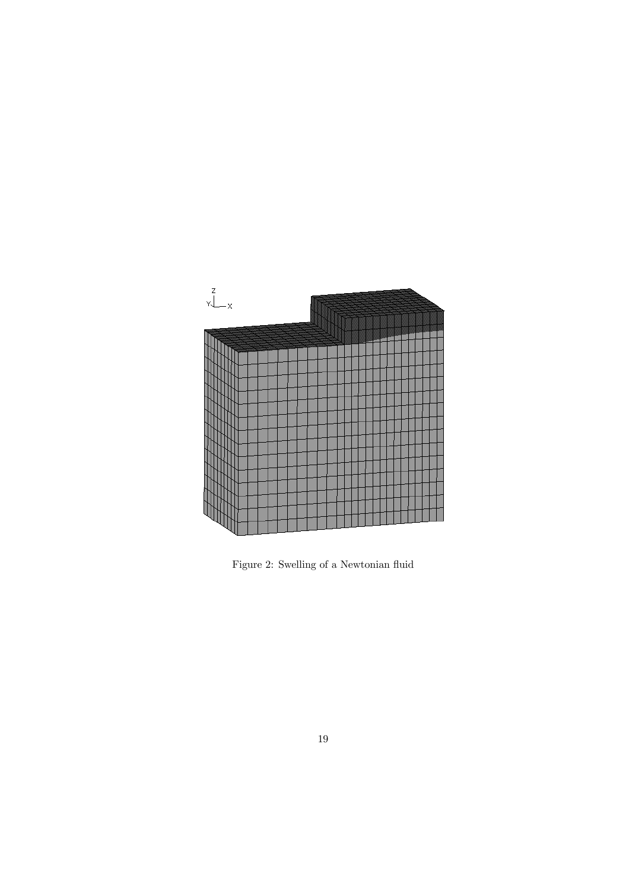Figure 2: Swelling of a Newtonian fluid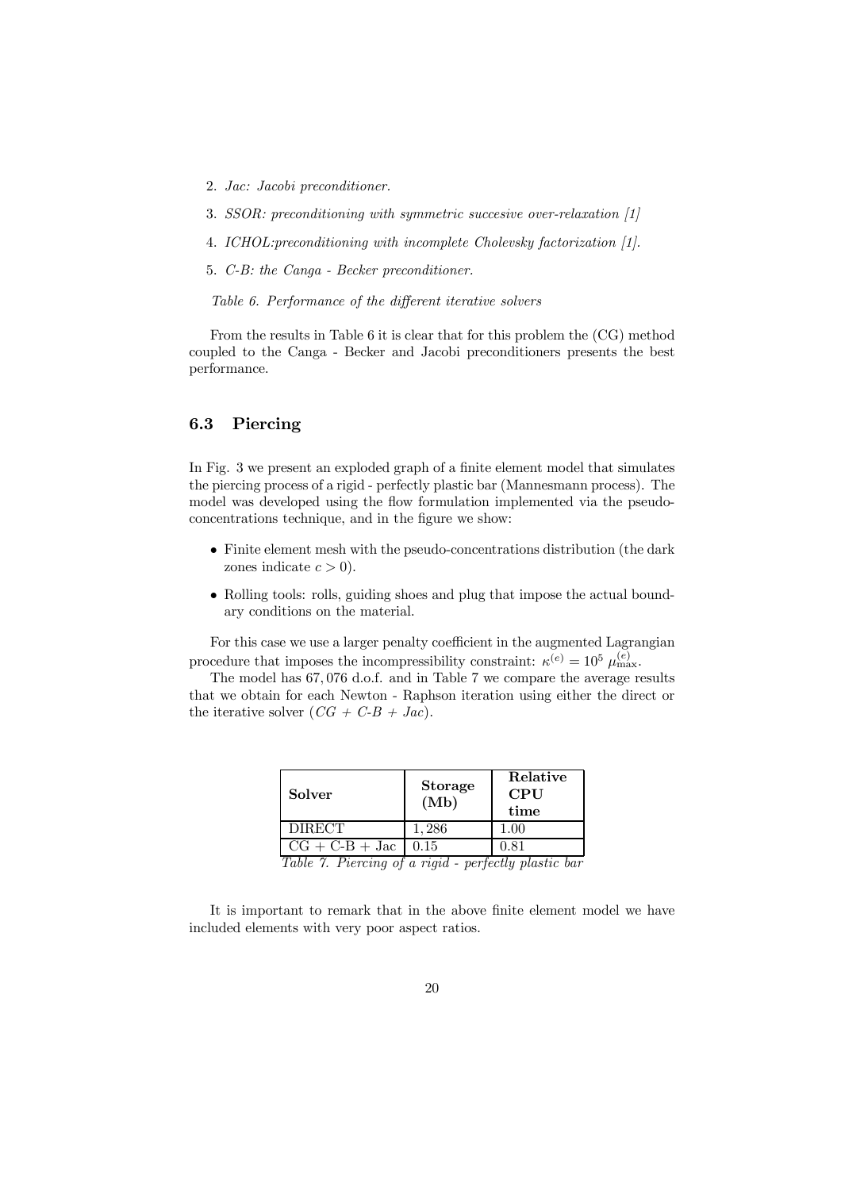2. *Jac: Jacobi preconditioner.*

3. *SSOR: preconditioning with symmetric succesive over-relaxation [1]*

4. *ICHOL:preconditioning with incomplete Cholevsky factorization [1].*

5. *C-B: the Canga - Becker preconditioner.*

*Table 6. Performance of the different iterative solvers*

From the results in Table 6 it is clear that for this problem the (CG) method coupled to the Canga - Becker and Jacobi preconditioners presents the best performance.

### 6.3 Piercing

In Fig. 3 we present an exploded graph of a finite element model that simulates the piercing process of a rigid - perfectly plastic bar (Mannesmann process). The model was developed using the flow formulation implemented via the pseudo-concentrations technique, and in the figure we show:

- Finite element mesh with the pseudo-concentrations distribution (the dark zones indicate $c > 0$).
- Rolling tools: rolls, guiding shoes and plug that impose the actual boundary conditions on the material.

For this case we use a larger penalty coefficient in the augmented Lagrangian procedure that imposes the incompressibility constraint: $\kappa^{(e)} = 10^5 \ \mu^{(e)}_{\max}$.

The model has 67,076 d.o.f. and in Table 7 we compare the average results that we obtain for each Newton - Raphson iteration using either the direct or the iterative solver ($CG$ + $C$-$B$ + $Jac$).

| **Solver** | **Storage (Mb)** | **Relative CPU time** |
|---|---|---|
| DIRECT | 1,286 | 1.00 |
| CG + C-B + Jac | 0.15 | 0.81 |

*Table 7. Piercing of a rigid - perfectly plastic bar*

It is important to remark that in the above finite element model we have included elements with very poor aspect ratios.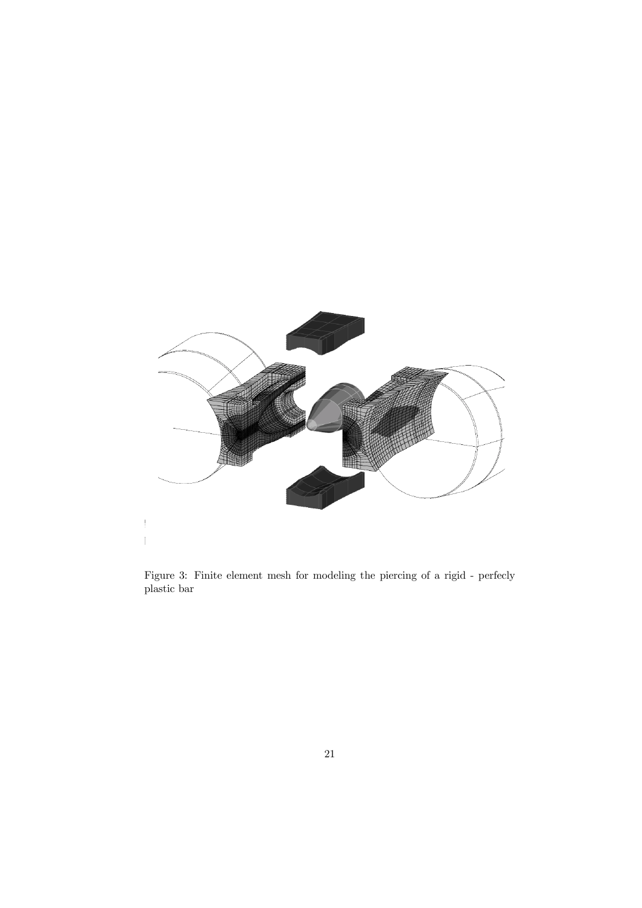Figure 3: Finite element mesh for modeling the piercing of a rigid - perfecly plastic bar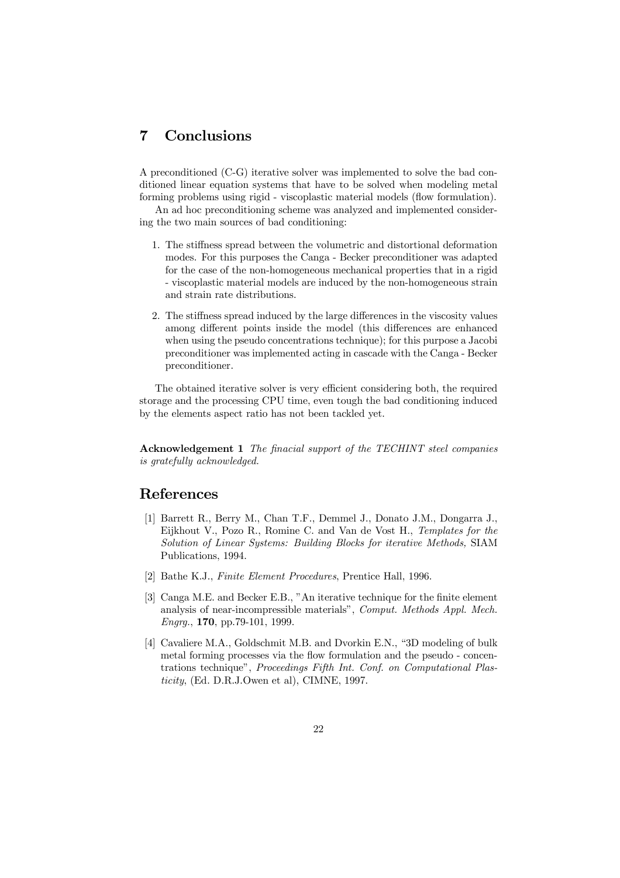## 7 Conclusions

A preconditioned (C-G) iterative solver was implemented to solve the bad conditioned linear equation systems that have to be solved when modeling metal forming problems using rigid - viscoplastic material models (flow formulation).

An ad hoc preconditioning scheme was analyzed and implemented considering the two main sources of bad conditioning:

1. The stiffness spread between the volumetric and distortional deformation modes. For this purposes the Canga - Becker preconditioner was adapted for the case of the non-homogeneous mechanical properties that in a rigid - viscoplastic material models are induced by the non-homogeneous strain and strain rate distributions.

2. The stiffness spread induced by the large differences in the viscosity values among different points inside the model (this differences are enhanced when using the pseudo concentrations technique); for this purpose a Jacobi preconditioner was implemented acting in cascade with the Canga - Becker preconditioner.

The obtained iterative solver is very efficient considering both, the required storage and the processing CPU time, even tough the bad conditioning induced by the elements aspect ratio has not been tackled yet.

**Acknowledgement 1** *The finacial support of the TECHINT steel companies is gratefully acknowledged.*

## References

[1] Barrett R., Berry M., Chan T.F., Demmel J., Donato J.M., Dongarra J., Eijkhout V., Pozo R., Romine C. and Van de Vost H., *Templates for the Solution of Linear Systems: Building Blocks for iterative Methods,* SIAM Publications, 1994.

[2] Bathe K.J., *Finite Element Procedures*, Prentice Hall, 1996.

[3] Canga M.E. and Becker E.B., "An iterative technique for the finite element analysis of near-incompressible materials", *Comput. Methods Appl. Mech. Engrg.*, **170**, pp.79-101, 1999.

[4] Cavaliere M.A., Goldschmit M.B. and Dvorkin E.N., "3D modeling of bulk metal forming processes via the flow formulation and the pseudo - concentrations technique", *Proceedings Fifth Int. Conf. on Computational Plasticity*, (Ed. D.R.J.Owen et al), CIMNE, 1997.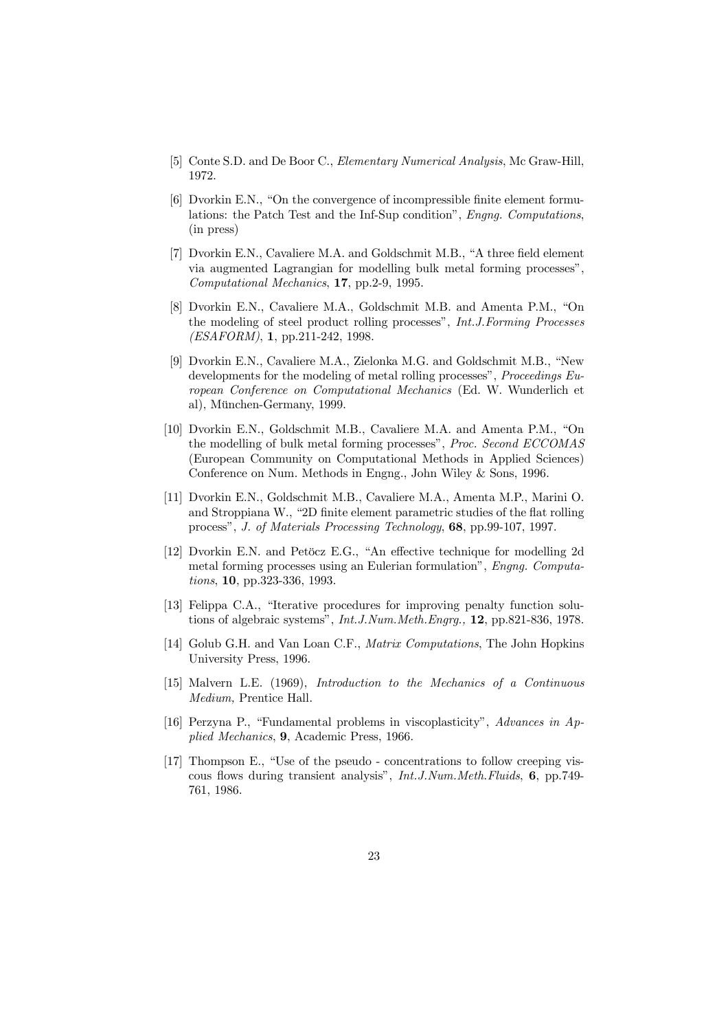[5] Conte S.D. and De Boor C., *Elementary Numerical Analysis*, Mc Graw-Hill, 1972.

[6] Dvorkin E.N., "On the convergence of incompressible finite element formulations: the Patch Test and the Inf-Sup condition", *Engng. Computations*, (in press)

[7] Dvorkin E.N., Cavaliere M.A. and Goldschmit M.B., "A three field element via augmented Lagrangian for modelling bulk metal forming processes", *Computational Mechanics*, **17**, pp.2-9, 1995.

[8] Dvorkin E.N., Cavaliere M.A., Goldschmit M.B. and Amenta P.M., "On the modeling of steel product rolling processes", *Int.J.Forming Processes (ESAFORM)*, **1**, pp.211-242, 1998.

[9] Dvorkin E.N., Cavaliere M.A., Zielonka M.G. and Goldschmit M.B., "New developments for the modeling of metal rolling processes", *Proceedings European Conference on Computational Mechanics* (Ed. W. Wunderlich et al), München-Germany, 1999.

[10] Dvorkin E.N., Goldschmit M.B., Cavaliere M.A. and Amenta P.M., "On the modelling of bulk metal forming processes", *Proc. Second ECCOMAS* (European Community on Computational Methods in Applied Sciences) Conference on Num. Methods in Engng., John Wiley & Sons, 1996.

[11] Dvorkin E.N., Goldschmit M.B., Cavaliere M.A., Amenta M.P., Marini O. and Stroppiana W., "2D finite element parametric studies of the flat rolling process", *J. of Materials Processing Technology*, **68**, pp.99-107, 1997.

[12] Dvorkin E.N. and Petöcz E.G., "An effective technique for modelling 2d metal forming processes using an Eulerian formulation", *Engng. Computations*, **10**, pp.323-336, 1993.

[13] Felippa C.A., "Iterative procedures for improving penalty function solutions of algebraic systems", *Int.J.Num.Meth.Engrg.,* **12**, pp.821-836, 1978.

[14] Golub G.H. and Van Loan C.F., *Matrix Computations*, The John Hopkins University Press, 1996.

[15] Malvern L.E. (1969), *Introduction to the Mechanics of a Continuous Medium,* Prentice Hall.

[16] Perzyna P., "Fundamental problems in viscoplasticity", *Advances in Applied Mechanics*, **9**, Academic Press, 1966.

[17] Thompson E., "Use of the pseudo - concentrations to follow creeping viscous flows during transient analysis", *Int.J.Num.Meth.Fluids*, **6**, pp.749-761, 1986.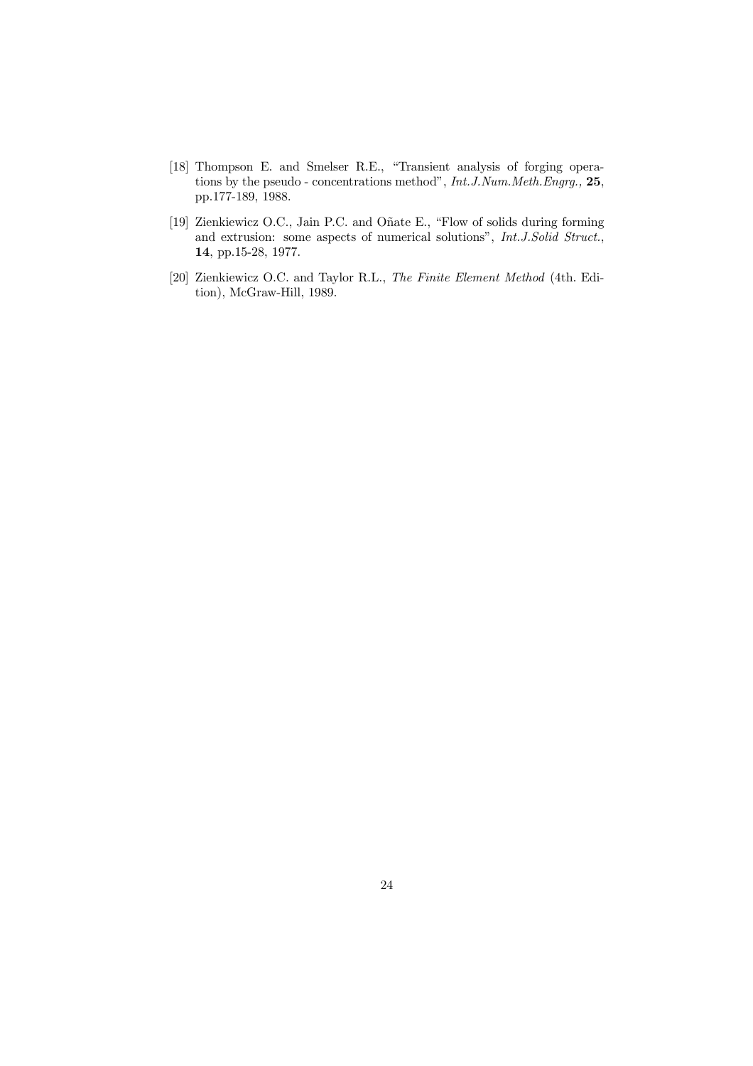[18] Thompson E. and Smelser R.E., "Transient analysis of forging operations by the pseudo - concentrations method", *Int.J.Num.Meth.Engrg.*, **25**, pp.177-189, 1988.

[19] Zienkiewicz O.C., Jain P.C. and Oñate E., "Flow of solids during forming and extrusion: some aspects of numerical solutions", *Int.J.Solid Struct.*, **14**, pp.15-28, 1977.

[20] Zienkiewicz O.C. and Taylor R.L., *The Finite Element Method* (4th. Edition), McGraw-Hill, 1989.